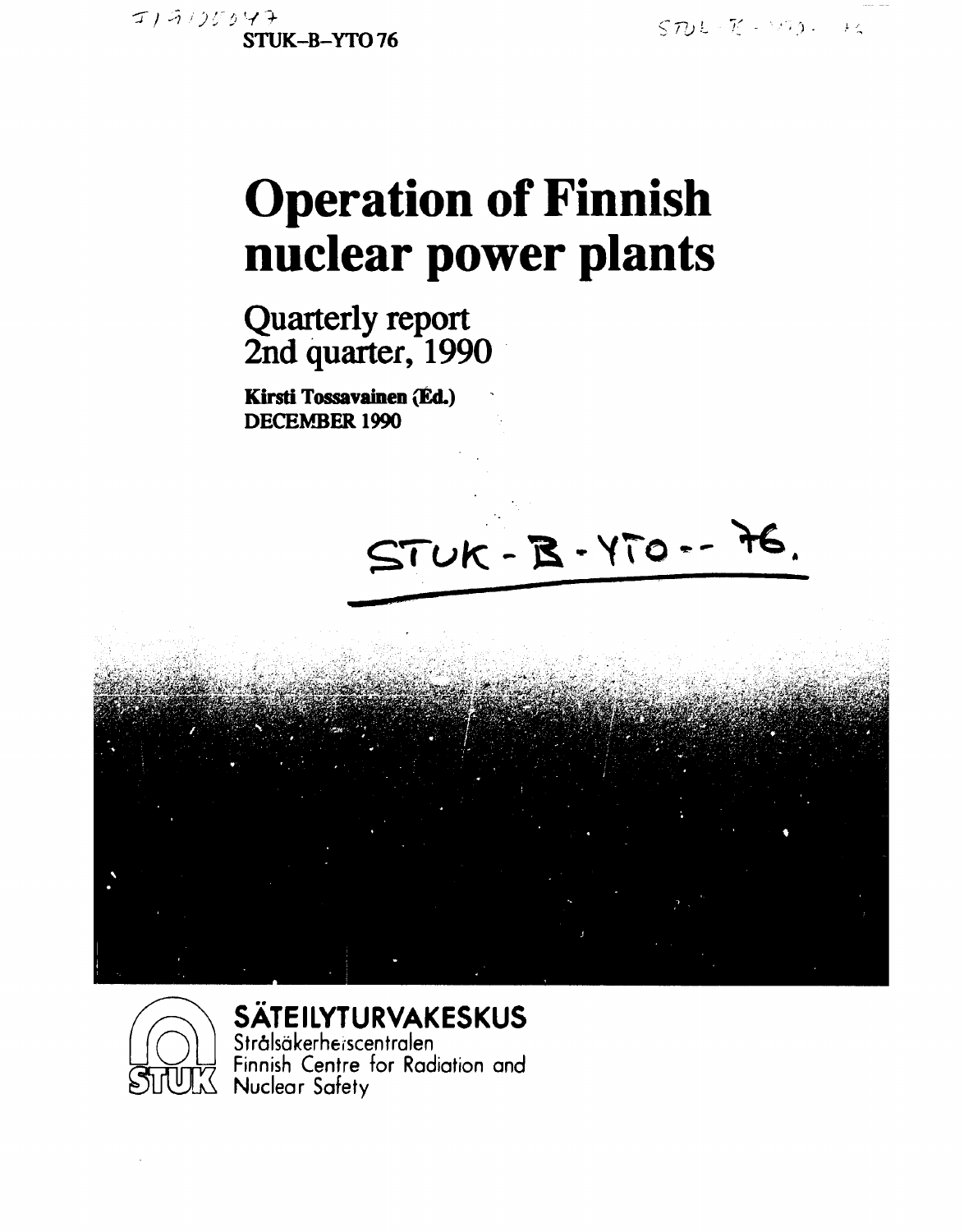STUK-B-YTO 76

# Operation of Finnish nuclear power plants

## Quarterly report 2nd quarter, 1990

**Kirsti Tossavainen (Ed.)**
**DECEMBER 1990**

STUK-B-YTO--76.

**SÄTEILYTURVAKESKUS**
Strålsäkerhetscentralen
Finnish Centre for Radiation and Nuclear Safety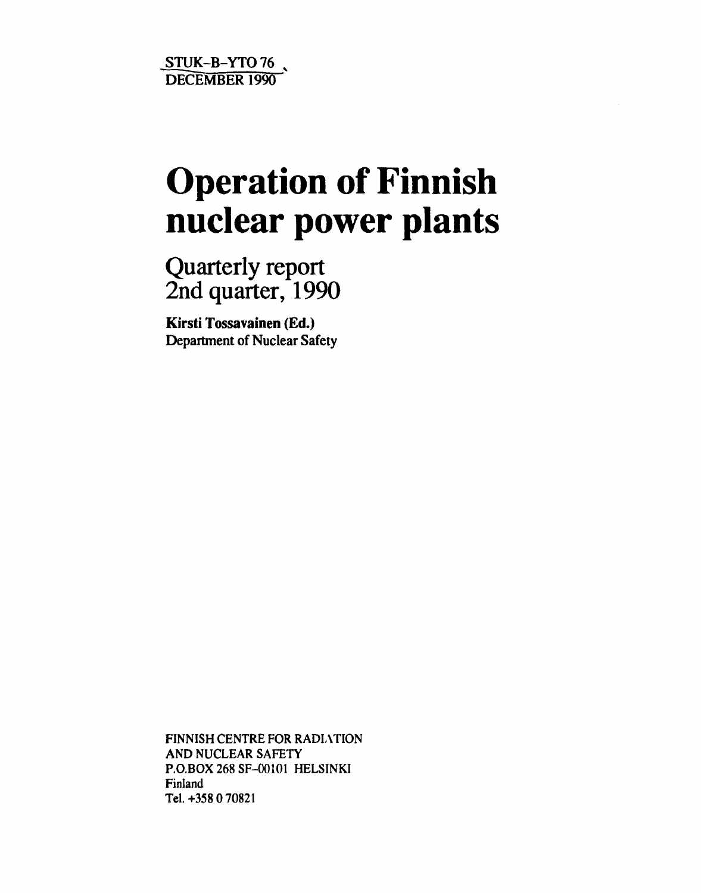STUK-B-YTO 76
DECEMBER 1990

# Operation of Finnish nuclear power plants

## Quarterly report 2nd quarter, 1990

**Kirsti Tossavainen (Ed.)**
Department of Nuclear Safety

FINNISH CENTRE FOR RADIATION
AND NUCLEAR SAFETY
P.O.BOX 268 SF-00101 HELSINKI
Finland
Tel. +358 0 70821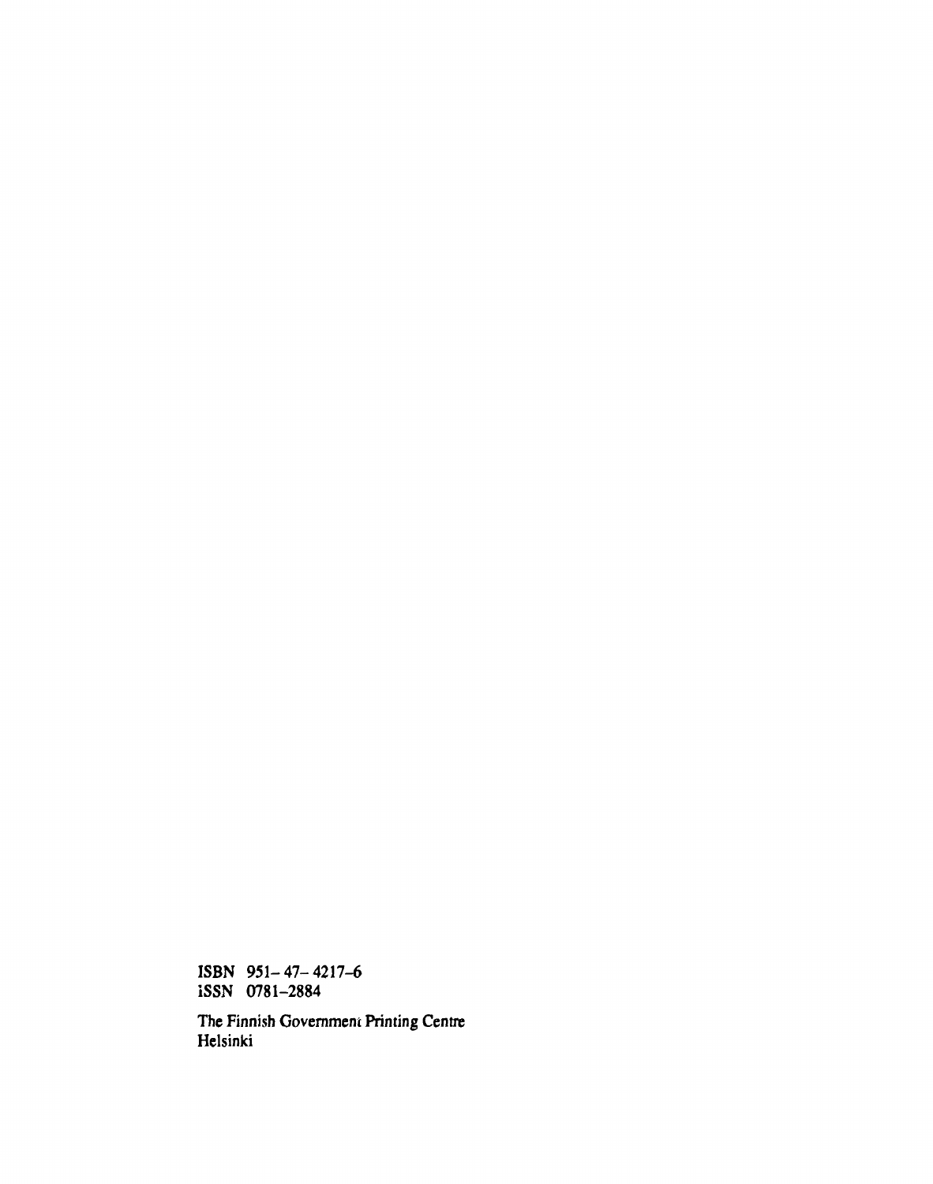ISBN 951–47–4217–6
iSSN 0781–2884

The Finnish Government Printing Centre
Helsinki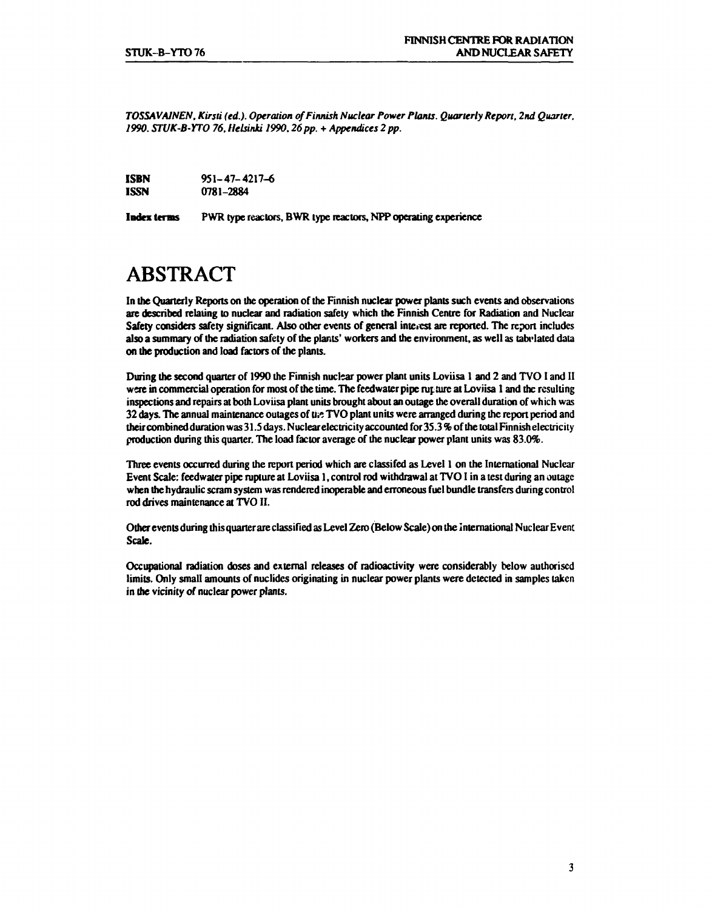*TOSSAVAINEN, Kirsti (ed.). Operation of Finnish Nuclear Power Plants. Quarterly Report, 2nd Quarter, 1990. STUK-B-YTO 76, Helsinki 1990, 26 pp. + Appendices 2 pp.*

**ISBN** 951–47–4217–6
**ISSN** 0781–2884

**Index terms** PWR type reactors, BWR type reactors, NPP operating experience

# ABSTRACT

In the Quarterly Reports on the operation of the Finnish nuclear power plants such events and observations are described relating to nuclear and radiation safety which the Finnish Centre for Radiation and Nuclear Safety considers safety significant. Also other events of general interest are reported. The report includes also a summary of the radiation safety of the plants' workers and the environment, as well as tabulated data on the production and load factors of the plants.

During the second quarter of 1990 the Finnish nuclear power plant units Loviisa 1 and 2 and TVO I and II were in commercial operation for most of the time. The feedwater pipe rupture at Loviisa 1 and the resulting inspections and repairs at both Loviisa plant units brought about an outage the overall duration of which was 32 days. The annual maintenance outages of the TVO plant units were arranged during the report period and their combined duration was 31.5 days. Nuclear electricity accounted for 35.3 % of the total Finnish electricity production during this quarter. The load factor average of the nuclear power plant units was 83.0%.

Three events occurred during the report period which are classifed as Level 1 on the International Nuclear Event Scale: feedwater pipe rupture at Loviisa 1, control rod withdrawal at TVO I in a test during an outage when the hydraulic scram system was rendered inoperable and erroneous fuel bundle transfers during control rod drives maintenance at TVO II.

Other events during this quarter are classified as Level Zero (Below Scale) on the International Nuclear Event Scale.

Occupational radiation doses and external releases of radioactivity were considerably below authorised limits. Only small amounts of nuclides originating in nuclear power plants were detected in samples taken in the vicinity of nuclear power plants.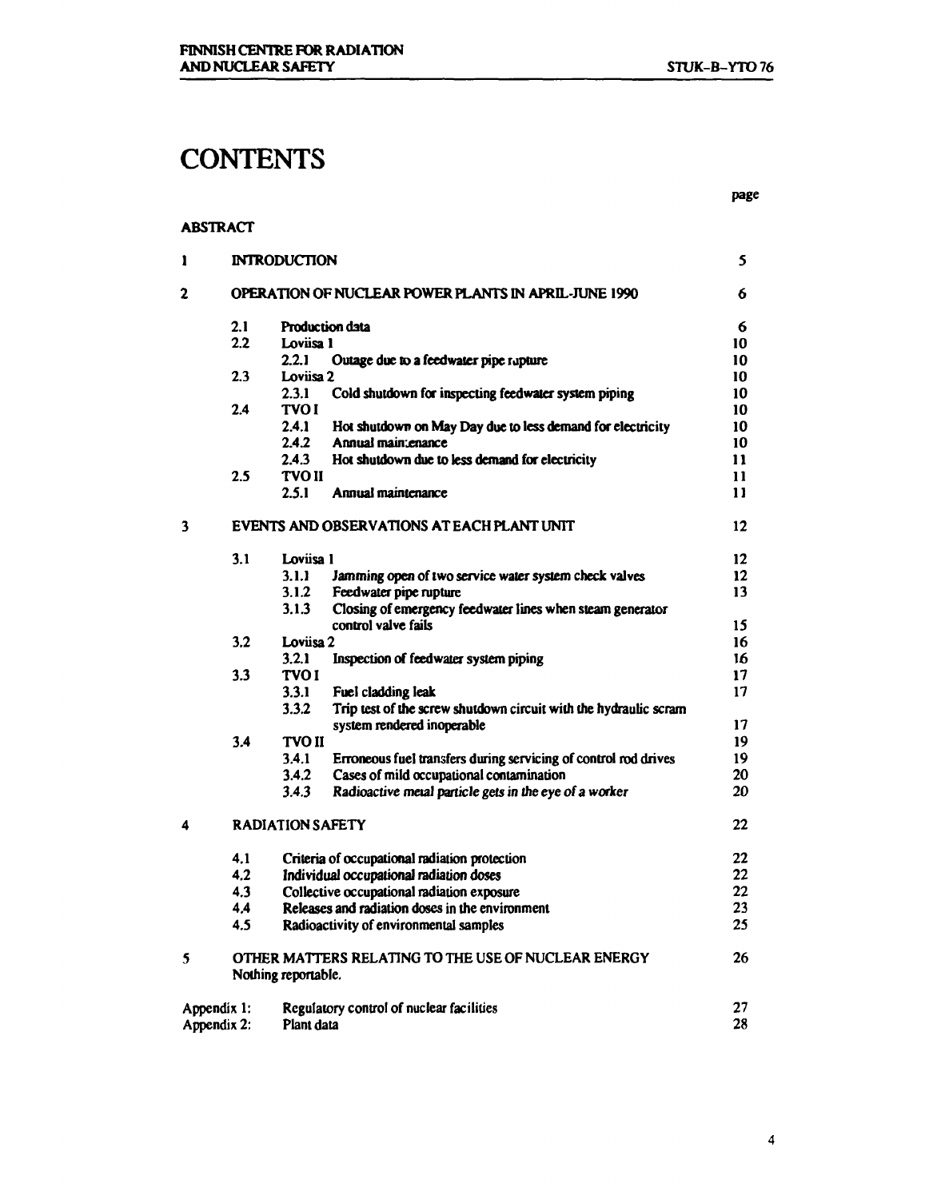# CONTENTS

| | | page |
|---|---|---|
| **ABSTRACT** | | |
| **1** | **INTRODUCTION** | **5** |
| **2** | **OPERATION OF NUCLEAR POWER PLANTS IN APRIL-JUNE 1990** | **6** |
| 2.1 | Production data | 6 |
| 2.2 | Loviisa 1 | 10 |
| 2.2.1 | Outage due to a feedwater pipe rupture | 10 |
| 2.3 | Loviisa 2 | 10 |
| 2.3.1 | Cold shutdown for inspecting feedwater system piping | 10 |
| 2.4 | TVO I | 10 |
| 2.4.1 | Hot shutdown on May Day due to less demand for electricity | 10 |
| 2.4.2 | Annual maintenance | 10 |
| 2.4.3 | Hot shutdown due to less demand for electricity | 11 |
| 2.5 | TVO II | 11 |
| 2.5.1 | Annual maintenance | 11 |
| **3** | **EVENTS AND OBSERVATIONS AT EACH PLANT UNIT** | **12** |
| 3.1 | Loviisa 1 | 12 |
| 3.1.1 | Jamming open of two service water system check valves | 12 |
| 3.1.2 | Feedwater pipe rupture | 13 |
| 3.1.3 | Closing of emergency feedwater lines when steam generator control valve fails | 15 |
| 3.2 | Loviisa 2 | 16 |
| 3.2.1 | Inspection of feedwater system piping | 16 |
| 3.3 | TVO I | 17 |
| 3.3.1 | Fuel cladding leak | 17 |
| 3.3.2 | Trip test of the screw shutdown circuit with the hydraulic scram system rendered inoperable | 17 |
| 3.4 | TVO II | 19 |
| 3.4.1 | Erroneous fuel transfers during servicing of control rod drives | 19 |
| 3.4.2 | Cases of mild occupational contamination | 20 |
| 3.4.3 | *Radioactive metal particle gets in the eye of a worker* | 20 |
| **4** | **RADIATION SAFETY** | **22** |
| 4.1 | Criteria of occupational radiation protection | 22 |
| 4.2 | Individual occupational radiation doses | 22 |
| 4.3 | Collective occupational radiation exposure | 22 |
| 4.4 | Releases and radiation doses in the environment | 23 |
| 4.5 | Radioactivity of environmental samples | 25 |
| **5** | **OTHER MATTERS RELATING TO THE USE OF NUCLEAR ENERGY** Nothing reportable. | **26** |
| Appendix 1: | Regulatory control of nuclear facilities | 27 |
| Appendix 2: | Plant data | 28 |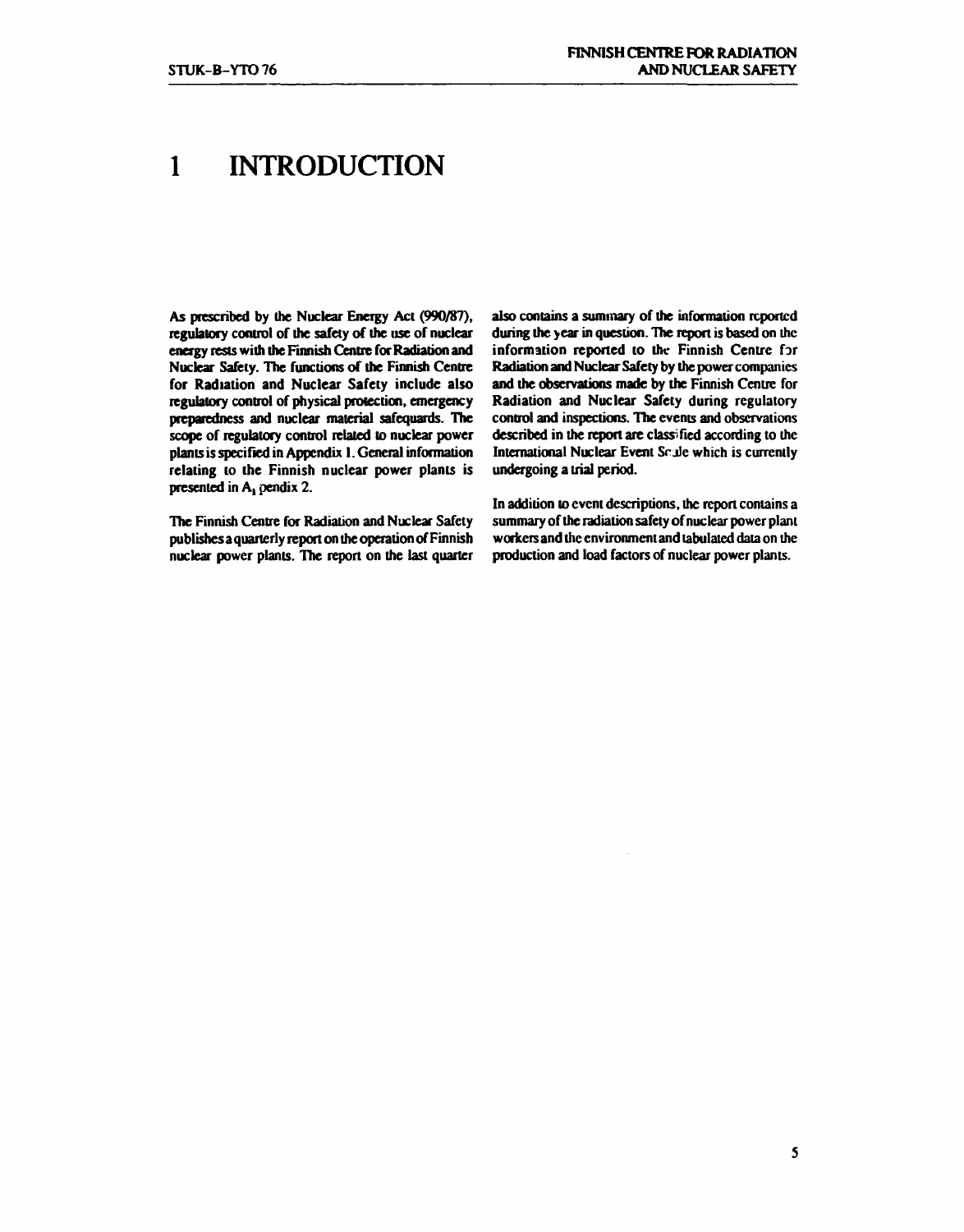# 1 INTRODUCTION

As prescribed by the Nuclear Energy Act (990/87), regulatory control of the safety of the use of nuclear energy rests with the Finnish Centre for Radiation and Nuclear Safety. The functions of the Finnish Centre for Radiation and Nuclear Safety include also regulatory control of physical protection, emergency preparedness and nuclear material safequards. The scope of regulatory control related to nuclear power plants is specified in Appendix 1. General information relating to the Finnish nuclear power plants is presented in Appendix 2.

The Finnish Centre for Radiation and Nuclear Safety publishes a quarterly report on the operation of Finnish nuclear power plants. The report on the last quarter also contains a summary of the information reported during the year in question. The report is based on the information reported to the Finnish Centre for Radiation and Nuclear Safety by the power companies and the observations made by the Finnish Centre for Radiation and Nuclear Safety during regulatory control and inspections. The events and observations described in the report are classified according to the International Nuclear Event Scale which is currently undergoing a trial period.

In addition to event descriptions, the report contains a summary of the radiation safety of nuclear power plant workers and the environment and tabulated data on the production and load factors of nuclear power plants.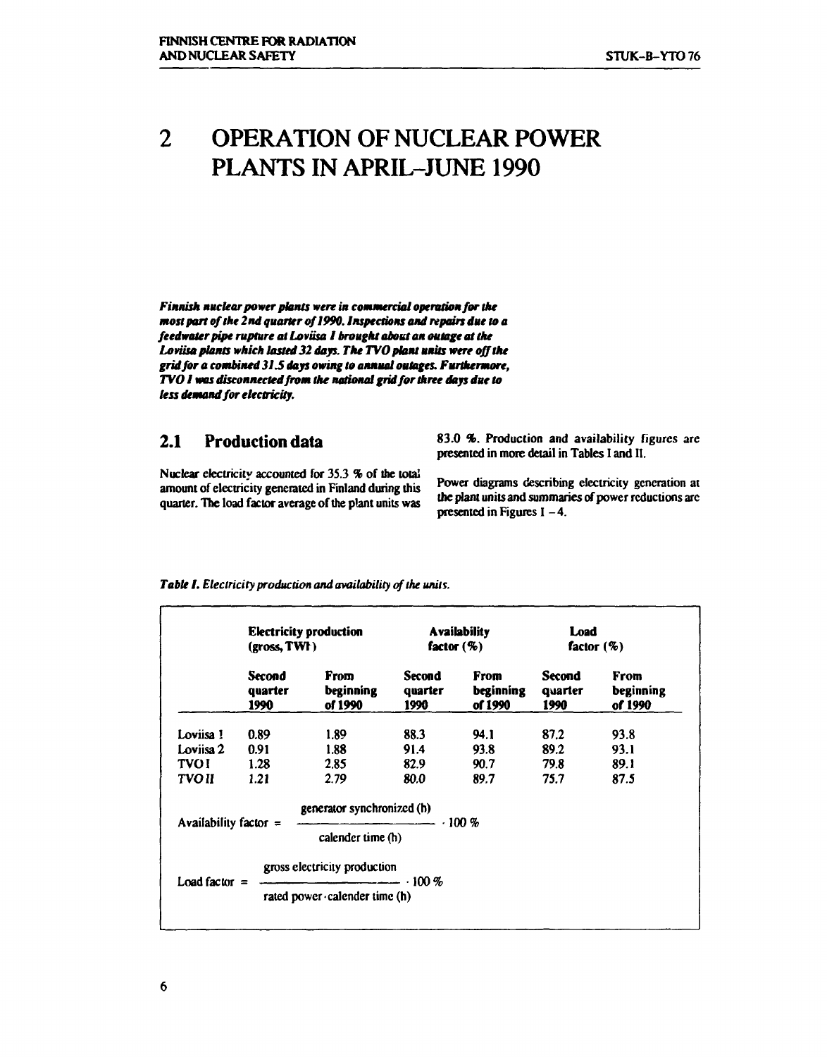# 2 OPERATION OF NUCLEAR POWER PLANTS IN APRIL–JUNE 1990

***Finnish nuclear power plants were in commercial operation for the most part of the 2nd quarter of 1990. Inspections and repairs due to a feedwater pipe rupture at Loviisa 1 brought about an outage at the Loviisa plants which lasted 32 days. The TVO plant units were off the grid for a combined 31.5 days owing to annual outages. Furthermore, TVO 1 was disconnected from the national grid for three days due to less demand for electricity.***

## 2.1 Production data

Nuclear electricity accounted for 35.3 % of the total amount of electricity generated in Finland during this quarter. The load factor average of the plant units was 83.0 %. Production and availability figures are presented in more detail in Tables I and II.

Power diagrams describing electricity generation at the plant units and summaries of power reductions are presented in Figures 1 – 4.

***Table I.*** *Electricity production and availability of the units.*

| | Electricity production (gross, TWh) | | Availability factor (%) | | Load factor (%) | |
|---|---|---|---|---|---|---|
| | Second quarter 1990 | From beginning of 1990 | Second quarter 1990 | From beginning of 1990 | Second quarter 1990 | From beginning of 1990 |
| Loviisa 1 | 0.89 | 1.89 | 88.3 | 94.1 | 87.2 | 93.8 |
| Loviisa 2 | 0.91 | 1.88 | 91.4 | 93.8 | 89.2 | 93.1 |
| TVO I | 1.28 | 2.85 | 82.9 | 90.7 | 79.8 | 89.1 |
| TVO II | 1.21 | 2.79 | 80.0 | 89.7 | 75.7 | 87.5 |

$$\text{Availability factor} = \frac{\text{generator synchronized (h)}}{\text{calender time (h)}} \cdot 100\,\%$$

$$\text{Load factor} = \frac{\text{gross electricity production}}{\text{rated power} \cdot \text{calender time (h)}} \cdot 100\,\%$$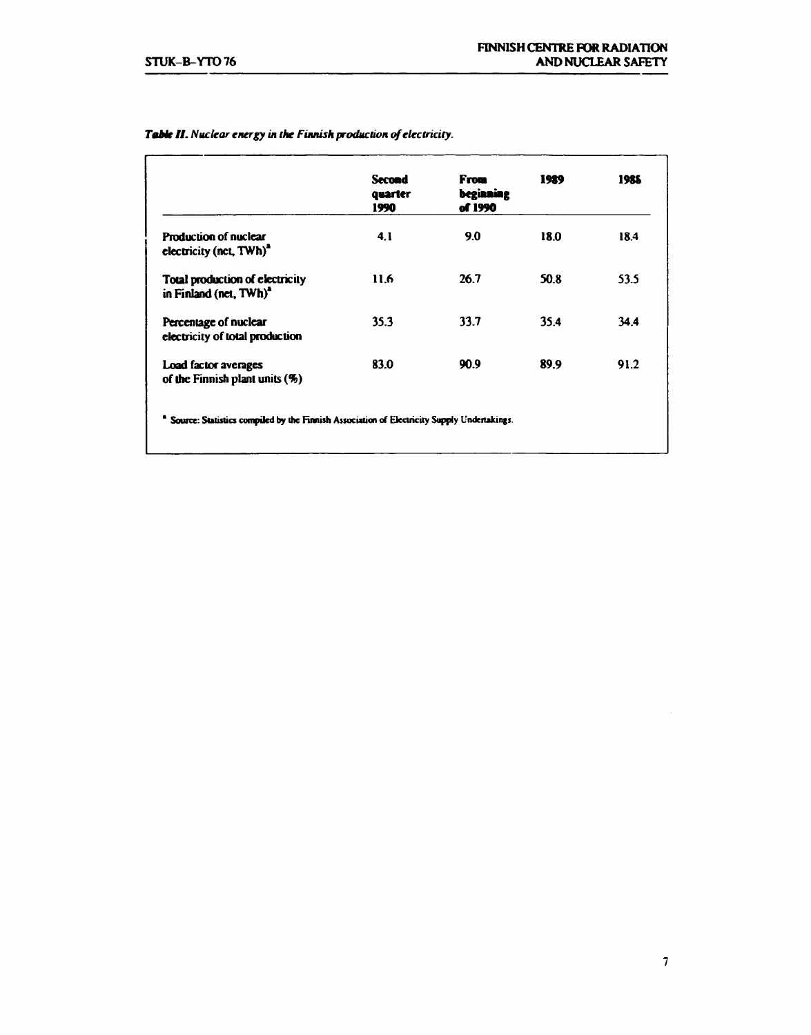*Table II. Nuclear energy in the Finnish production of electricity.*

| | Second quarter 1990 | From beginning of 1990 | 1989 | 1988 |
|---|---|---|---|---|
| Production of nuclear electricity (net, TWh)[a] | 4.1 | 9.0 | 18.0 | 18.4 |
| Total production of electricity in Finland (net, TWh)[a] | 11.6 | 26.7 | 50.8 | 53.5 |
| Percentage of nuclear electricity of total production | 35.3 | 33.7 | 35.4 | 34.4 |
| Load factor averages of the Finnish plant units (%) | 83.0 | 90.9 | 89.9 | 91.2 |

[a] Source: Statistics compiled by the Finnish Association of Electricity Supply Undertakings.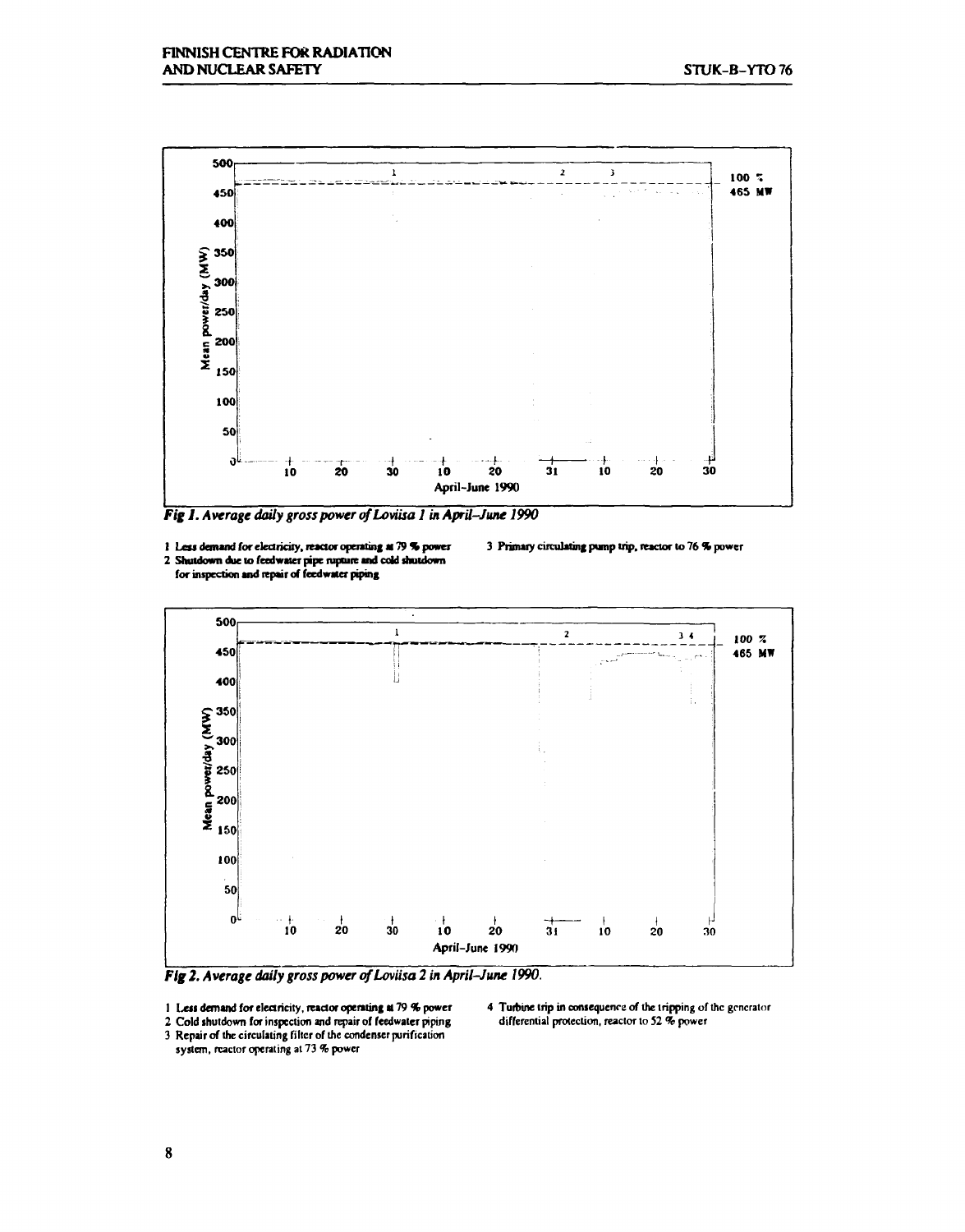*Fig 1. Average daily gross power of Loviisa 1 in April–June 1990*

1 Less demand for electricity, reactor operating at 79 % power
2 Shutdown due to feedwater pipe rupture and cold shutdown for inspection and repair of feedwater piping
3 Primary circulating pump trip, reactor to 76 % power

*Fig 2. Average daily gross power of Loviisa 2 in April–June 1990.*

1 Less demand for electricity, reactor operating at 79 % power
2 Cold shutdown for inspection and repair of feedwater piping
3 Repair of the circulating filter of the condenser purification system, reactor operating at 73 % power
4 Turbine trip in consequence of the tripping of the generator differential protection, reactor to 52 % power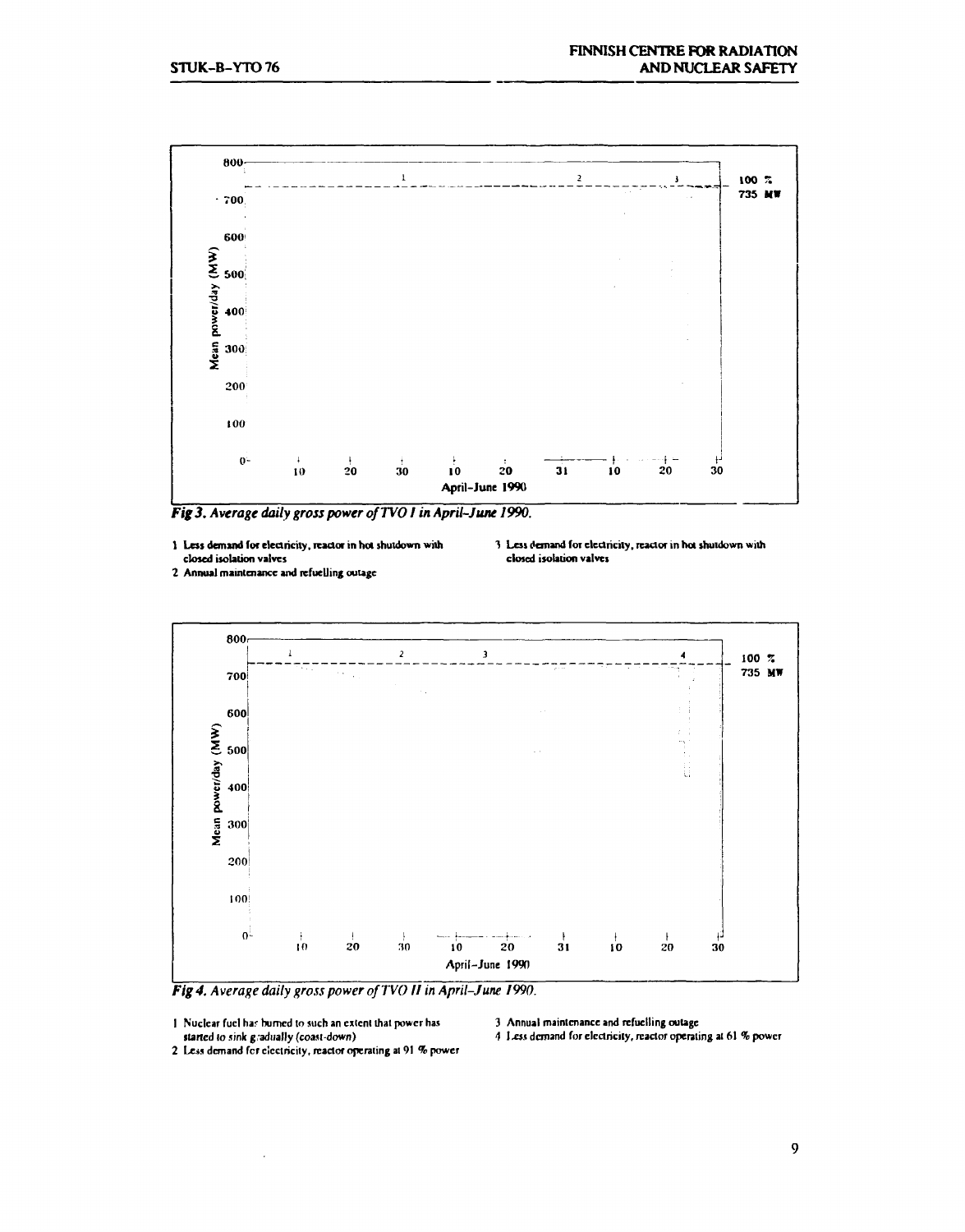Fig 3. Average daily gross power of TVO I in April–June 1990.

1 Less demand for electricity, reactor in hot shutdown with closed isolation valves
2 Annual maintenance and refuelling outage
3 Less demand for electricity, reactor in hot shutdown with closed isolation valves

Fig 4. Average daily gross power of TVO II in April–June 1990.

1 Nuclear fuel has burned to such an extent that power has started to sink gradually (coast-down)
2 Less demand for electricity, reactor operating at 91 % power
3 Annual maintenance and refuelling outage
4 Less demand for electricity, reactor operating at 61 % power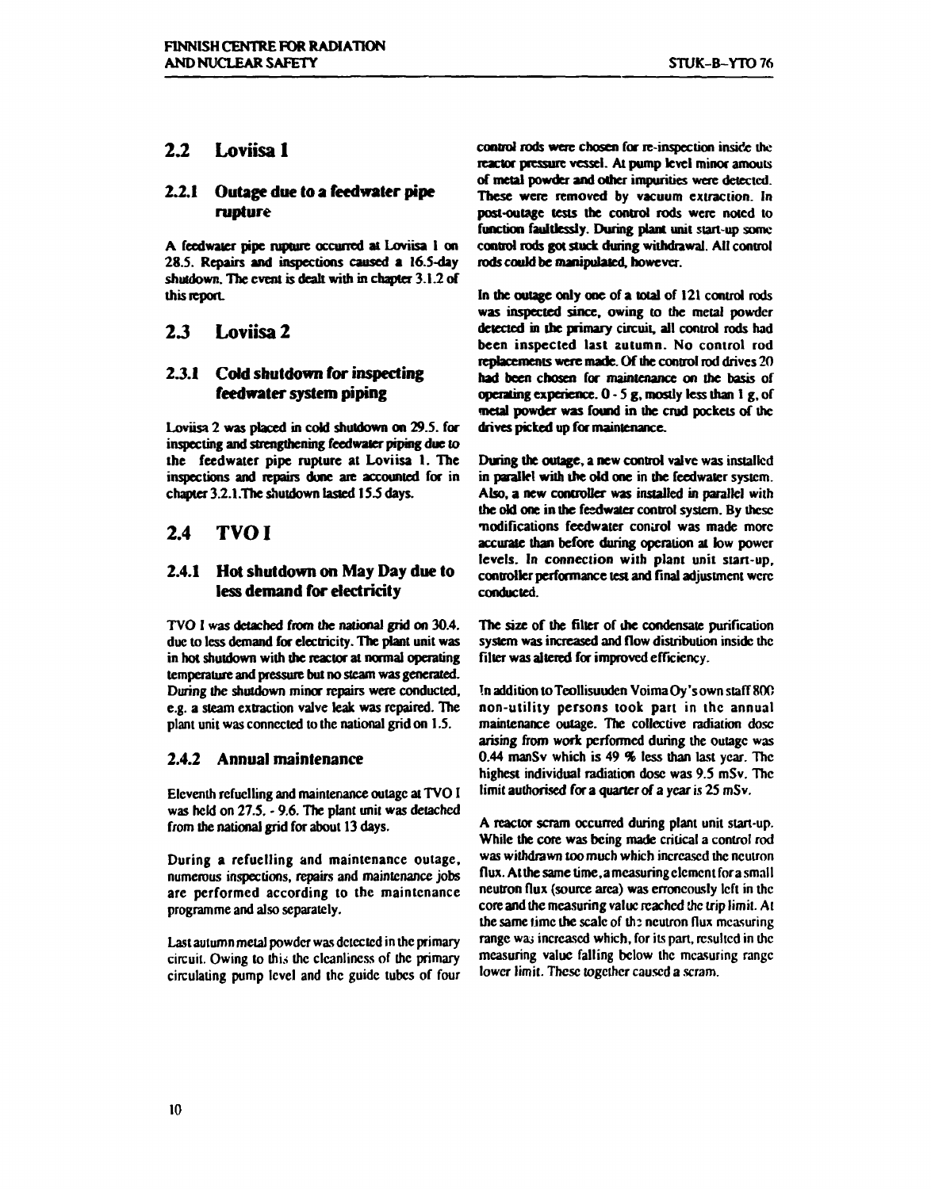## 2.2 Loviisa 1

### 2.2.1 Outage due to a feedwater pipe rupture

A feedwater pipe rupture occurred at Loviisa 1 on 28.5. Repairs and inspections caused a 16.5-day shutdown. The event is dealt with in chapter 3.1.2 of this report.

## 2.3 Loviisa 2

### 2.3.1 Cold shutdown for inspecting feedwater system piping

Loviisa 2 was placed in cold shutdown on 29.5. for inspecting and strengthening feedwater piping due to the feedwater pipe rupture at Loviisa 1. The inspections and repairs done are accounted for in chapter 3.2.1.The shutdown lasted 15.5 days.

## 2.4 TVO I

### 2.4.1 Hot shutdown on May Day due to less demand for electricity

TVO I was detached from the national grid on 30.4. due to less demand for electricity. The plant unit was in hot shutdown with the reactor at normal operating temperature and pressure but no steam was generated. During the shutdown minor repairs were conducted, e.g. a steam extraction valve leak was repaired. The plant unit was connected to the national grid on 1.5.

### 2.4.2 Annual maintenance

Eleventh refuelling and maintenance outage at TVO I was held on 27.5. - 9.6. The plant unit was detached from the national grid for about 13 days.

During a refuelling and maintenance outage, numerous inspections, repairs and maintenance jobs are performed according to the maintenance programme and also separately.

Last autumn metal powder was detected in the primary circuit. Owing to this the cleanliness of the primary circulating pump level and the guide tubes of four control rods were chosen for re-inspection inside the reactor pressure vessel. At pump level minor amouts of metal powder and other impurities were detected. These were removed by vacuum extraction. In post-outage tests the control rods were noted to function faultlessly. During plant unit start-up some control rods got stuck during withdrawal. All control rods could be manipulated, however.

In the outage only one of a total of 121 control rods was inspected since, owing to the metal powder detected in the primary circuit, all control rods had been inspected last autumn. No control rod replacements were made. Of the control rod drives 20 had been chosen for maintenance on the basis of operating experience. 0 - 5 g, mostly less than 1 g, of metal powder was found in the crud pockets of the drives picked up for maintenance.

During the outage, a new control valve was installed in parallel with the old one in the feedwater system. Also, a new controller was installed in parallel with the old one in the feedwater control system. By these modifications feedwater control was made more accurate than before during operation at low power levels. In connection with plant unit start-up, controller performance test and final adjustment were conducted.

The size of the filter of the condensate purification system was increased and flow distribution inside the filter was altered for improved efficiency.

In addition to Teollisuuden Voima Oy's own staff 800 non-utility persons took part in the annual maintenance outage. The collective radiation dose arising from work performed during the outage was 0.44 manSv which is 49 % less than last year. The highest individual radiation dose was 9.5 mSv. The limit authorised for a quarter of a year is 25 mSv.

A reactor scram occurred during plant unit start-up. While the core was being made critical a control rod was withdrawn too much which increased the neutron flux. At the same time, a measuring element for a small neutron flux (source area) was erroneously left in the core and the measuring value reached the trip limit. At the same time the scale of the neutron flux measuring range was increased which, for its part, resulted in the measuring value falling below the measuring range lower limit. These together caused a scram.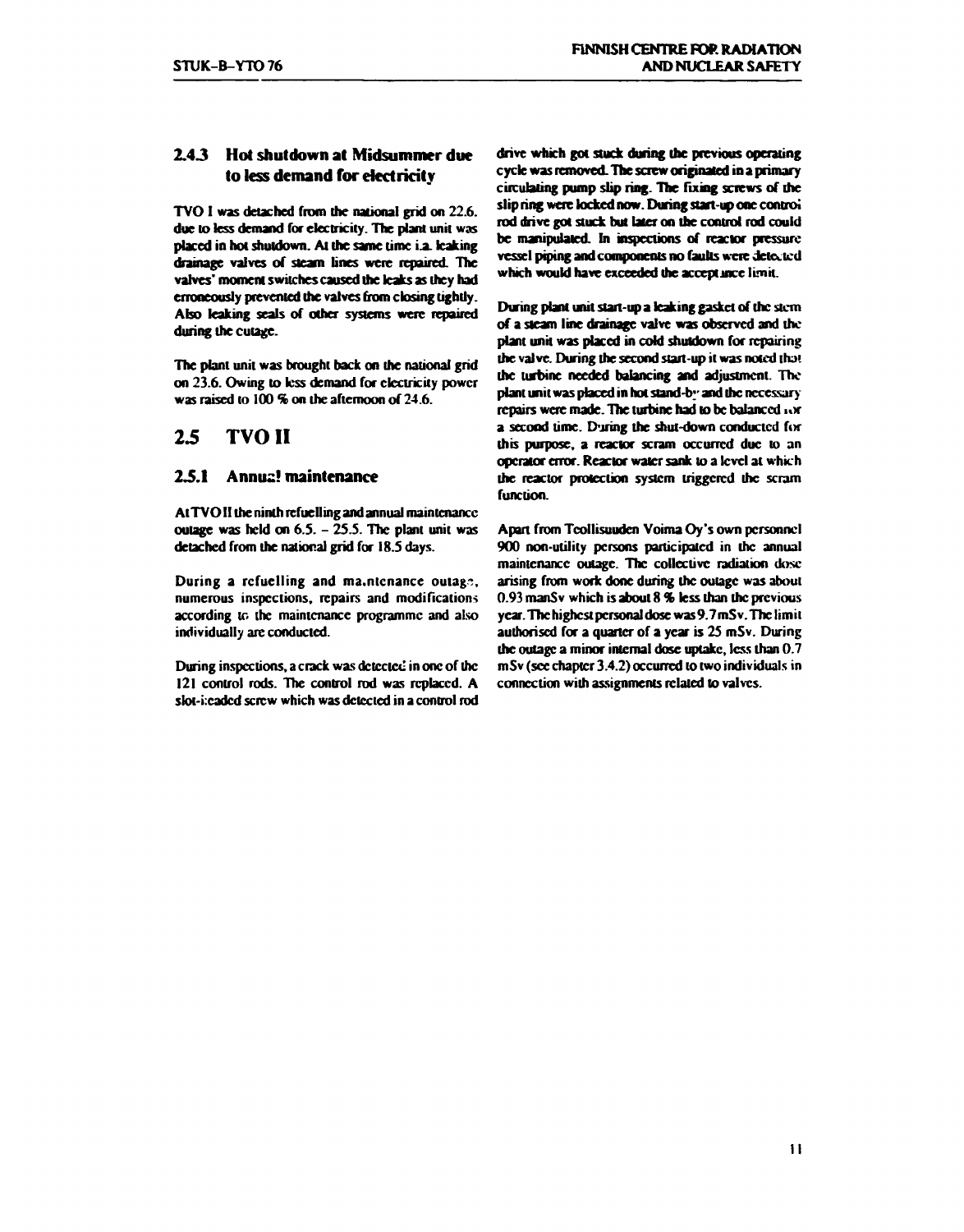### 2.4.3 Hot shutdown at Midsummer due to less demand for electricity

TVO I was detached from the national grid on 22.6. due to less demand for electricity. The plant unit was placed in hot shutdown. At the same time i.a. leaking drainage valves of steam lines were repaired. The valves' moment switches caused the leaks as they had erroneously prevented the valves from closing tightly. Also leaking seals of other systems were repaired during the outage.

The plant unit was brought back on the national grid on 23.6. Owing to less demand for electricity power was raised to 100 % on the afternoon of 24.6.

## 2.5 TVO II

### 2.5.1 Annual maintenance

At TVO II the ninth refuelling and annual maintenance outage was held on 6.5. – 25.5. The plant unit was detached from the national grid for 18.5 days.

During a refuelling and maintenance outage, numerous inspections, repairs and modifications according to the maintenance programme and also individually are conducted.

During inspections, a crack was detected in one of the 121 control rods. The control rod was replaced. A slot-headed screw which was detected in a control rod drive which got stuck during the previous operating cycle was removed. The screw originated in a primary circulating pump slip ring. The fixing screws of the slip ring were locked now. During start-up one control rod drive got stuck but later on the control rod could be manipulated. In inspections of reactor pressure vessel piping and components no faults were detected which would have exceeded the acceptance limit.

During plant unit start-up a leaking gasket of the stem of a steam line drainage valve was observed and the plant unit was placed in cold shutdown for repairing the valve. During the second start-up it was noted that the turbine needed balancing and adjustment. The plant unit was placed in hot stand-by and the necessary repairs were made. The turbine had to be balanced for a second time. During the shut-down conducted for this purpose, a reactor scram occurred due to an operator error. Reactor water sank to a level at which the reactor protection system triggered the scram function.

Apart from Teollisuuden Voima Oy's own personnel 900 non-utility persons participated in the annual maintenance outage. The collective radiation dose arising from work done during the outage was about 0.93 manSv which is about 8 % less than the previous year. The highest personal dose was 9.7 mSv. The limit authorised for a quarter of a year is 25 mSv. During the outage a minor internal dose uptake, less than 0.7 mSv (see chapter 3.4.2) occurred to two individuals in connection with assignments related to valves.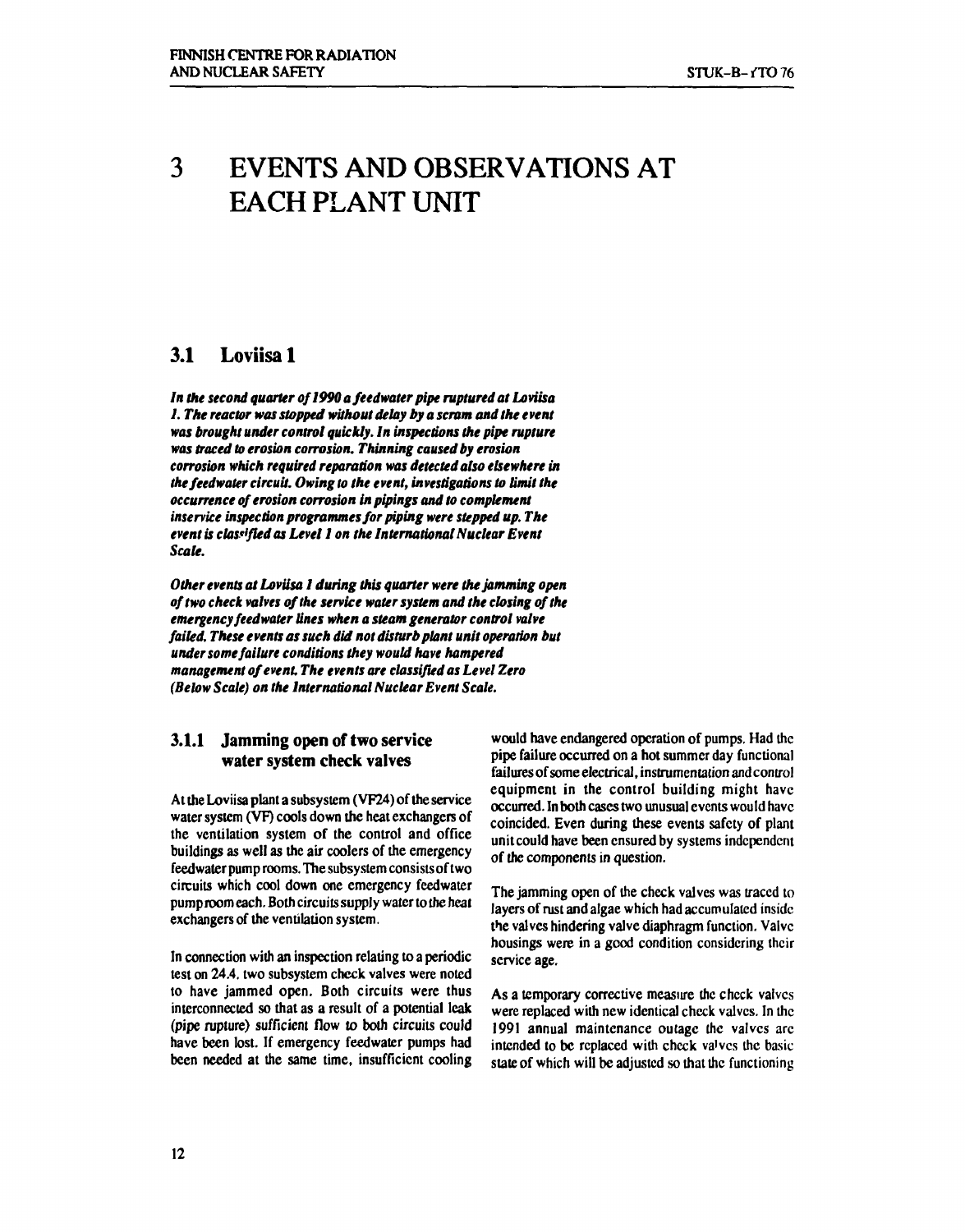# 3 EVENTS AND OBSERVATIONS AT EACH PLANT UNIT

## 3.1 Loviisa 1

***In the second quarter of 1990 a feedwater pipe ruptured at Loviisa 1. The reactor was stopped without delay by a scram and the event was brought under control quickly. In inspections the pipe rupture was traced to erosion corrosion. Thinning caused by erosion corrosion which required reparation was detected also elsewhere in the feedwater circuit. Owing to the event, investigations to limit the occurrence of erosion corrosion in pipings and to complement inservice inspection programmes for piping were stepped up. The event is classified as Level 1 on the International Nuclear Event Scale.***

***Other events at Loviisa 1 during this quarter were the jamming open of two check valves of the service water system and the closing of the emergency feedwater lines when a steam generator control valve failed. These events as such did not disturb plant unit operation but under some failure conditions they would have hampered management of event. The events are classified as Level Zero (Below Scale) on the International Nuclear Event Scale.***

### 3.1.1 Jamming open of two service water system check valves

At the Loviisa plant a subsystem (VF24) of the service water system (VF) cools down the heat exchangers of the ventilation system of the control and office buildings as well as the air coolers of the emergency feedwater pump rooms. The subsystem consists of two circuits which cool down one emergency feedwater pump room each. Both circuits supply water to the heat exchangers of the ventilation system.

In connection with an inspection relating to a periodic test on 24.4. two subsystem check valves were noted to have jammed open. Both circuits were thus interconnected so that as a result of a potential leak (pipe rupture) sufficient flow to both circuits could have been lost. If emergency feedwater pumps had been needed at the same time, insufficient cooling would have endangered operation of pumps. Had the pipe failure occurred on a hot summer day functional failures of some electrical, instrumentation and control equipment in the control building might have occurred. In both cases two unusual events would have coincided. Even during these events safety of plant unit could have been ensured by systems independent of the components in question.

The jamming open of the check valves was traced to layers of rust and algae which had accumulated inside the valves hindering valve diaphragm function. Valve housings were in a good condition considering their service age.

As a temporary corrective measure the check valves were replaced with new identical check valves. In the 1991 annual maintenance outage the valves are intended to be replaced with check valves the basic state of which will be adjusted so that the functioning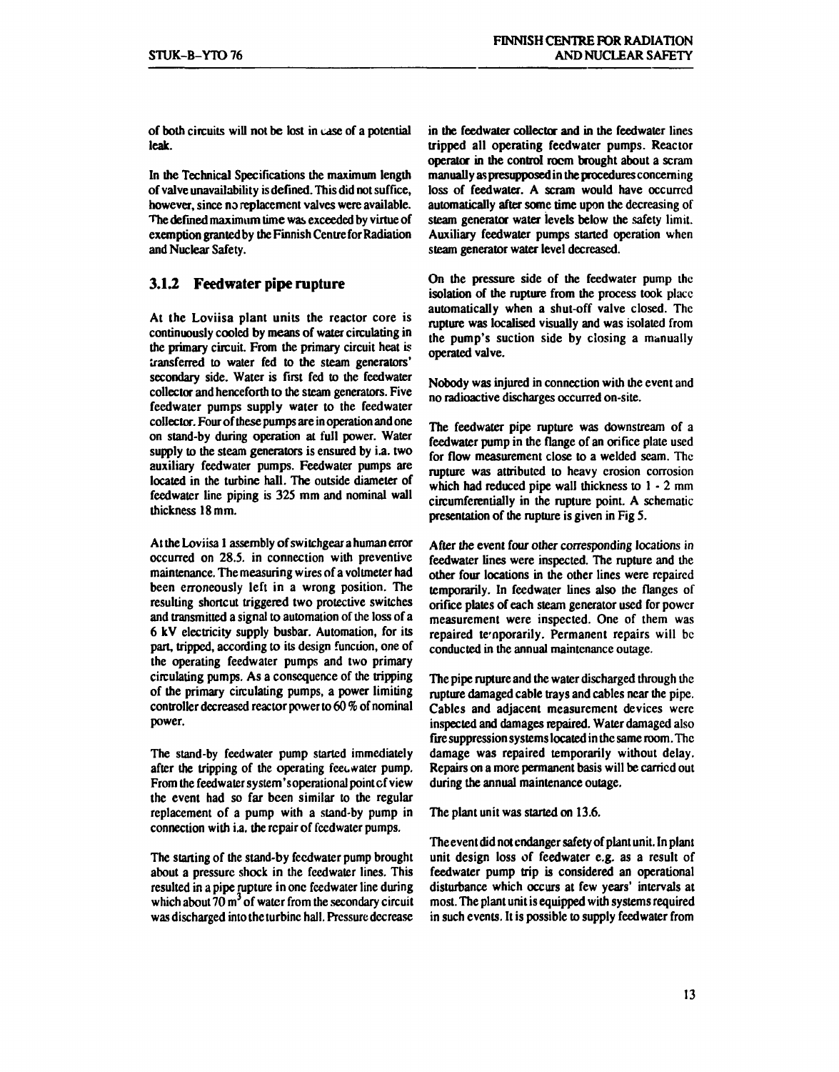of both circuits will not be lost in case of a potential leak.

In the Technical Specifications the maximum length of valve unavailability is defined. This did not suffice, however, since no replacement valves were available. The defined maximum time was exceeded by virtue of exemption granted by the Finnish Centre for Radiation and Nuclear Safety.

### 3.1.2 Feedwater pipe rupture

At the Loviisa plant units the reactor core is continuously cooled by means of water circulating in the primary circuit. From the primary circuit heat is transferred to water fed to the steam generators' secondary side. Water is first fed to the feedwater collector and henceforth to the steam generators. Five feedwater pumps supply water to the feedwater collector. Four of these pumps are in operation and one on stand-by during operation at full power. Water supply to the steam generators is ensured by i.a. two auxiliary feedwater pumps. Feedwater pumps are located in the turbine hall. The outside diameter of feedwater line piping is 325 mm and nominal wall thickness 18 mm.

At the Loviisa 1 assembly of switchgear a human error occurred on 28.5. in connection with preventive maintenance. The measuring wires of a voltmeter had been erroneously left in a wrong position. The resulting shortcut triggered two protective switches and transmitted a signal to automation of the loss of a 6 kV electricity supply busbar. Automation, for its part, tripped, according to its design function, one of the operating feedwater pumps and two primary circulating pumps. As a consequence of the tripping of the primary circulating pumps, a power limiting controller decreased reactor power to 60 % of nominal power.

The stand-by feedwater pump started immediately after the tripping of the operating feedwater pump. From the feedwater system's operational point of view the event had so far been similar to the regular replacement of a pump with a stand-by pump in connection with i.a. the repair of feedwater pumps.

The starting of the stand-by feedwater pump brought about a pressure shock in the feedwater lines. This resulted in a pipe rupture in one feedwater line during which about 70 $m^3$ of water from the secondary circuit was discharged into the turbine hall. Pressure decrease in the feedwater collector and in the feedwater lines tripped all operating feedwater pumps. Reactor operator in the control room brought about a scram manually as presupposed in the procedures concerning loss of feedwater. A scram would have occurred automatically after some time upon the decreasing of steam generator water levels below the safety limit. Auxiliary feedwater pumps started operation when steam generator water level decreased.

On the pressure side of the feedwater pump the isolation of the rupture from the process took place automatically when a shut-off valve closed. The rupture was localised visually and was isolated from the pump's suction side by closing a manually operated valve.

Nobody was injured in connection with the event and no radioactive discharges occurred on-site.

The feedwater pipe rupture was downstream of a feedwater pump in the flange of an orifice plate used for flow measurement close to a welded seam. The rupture was attributed to heavy erosion corrosion which had reduced pipe wall thickness to 1 - 2 mm circumferentially in the rupture point. A schematic presentation of the rupture is given in Fig 5.

After the event four other corresponding locations in feedwater lines were inspected. The rupture and the other four locations in the other lines were repaired temporarily. In feedwater lines also the flanges of orifice plates of each steam generator used for power measurement were inspected. One of them was repaired temporarily. Permanent repairs will be conducted in the annual maintenance outage.

The pipe rupture and the water discharged through the rupture damaged cable trays and cables near the pipe. Cables and adjacent measurement devices were inspected and damages repaired. Water damaged also fire suppression systems located in the same room. The damage was repaired temporarily without delay. Repairs on a more permanent basis will be carried out during the annual maintenance outage.

The plant unit was started on 13.6.

The event did not endanger safety of plant unit. In plant unit design loss of feedwater e.g. as a result of feedwater pump trip is considered an operational disturbance which occurs at few years' intervals at most. The plant unit is equipped with systems required in such events. It is possible to supply feedwater from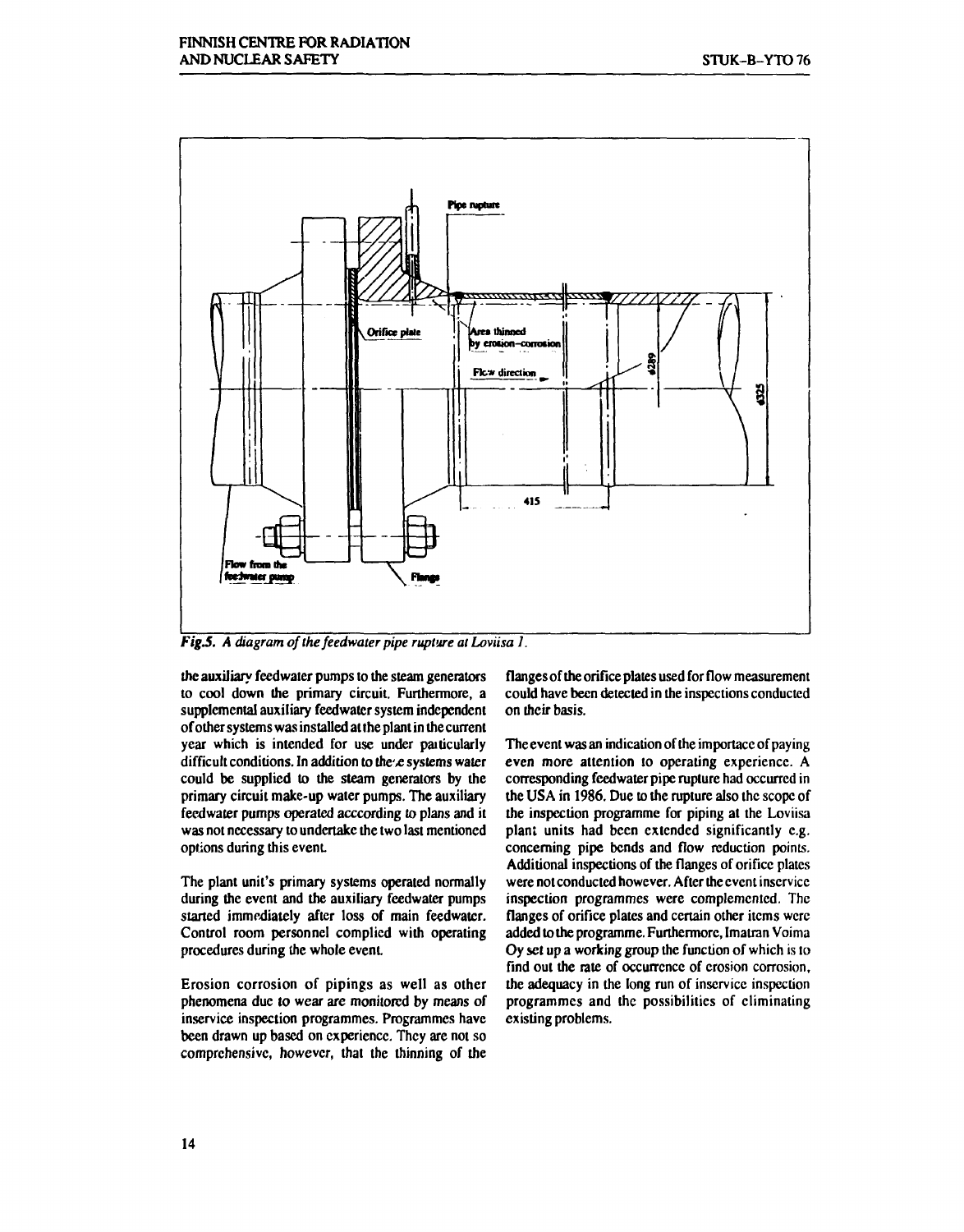*Fig.5. A diagram of the feedwater pipe rupture at Loviisa 1.*

the auxiliary feedwater pumps to the steam generators to cool down the primary circuit. Furthermore, a supplemental auxiliary feedwater system independent of other systems was installed at the plant in the current year which is intended for use under particularly difficult conditions. In addition to these systems water could be supplied to the steam generators by the primary circuit make-up water pumps. The auxiliary feedwater pumps operated acccording to plans and it was not necessary to undertake the two last mentioned options during this event.

The plant unit's primary systems operated normally during the event and the auxiliary feedwater pumps started immediately after loss of main feedwater. Control room personnel complied with operating procedures during the whole event.

Erosion corrosion of pipings as well as other phenomena due to wear are monitored by means of inservice inspection programmes. Programmes have been drawn up based on experience. They are not so comprehensive, however, that the thinning of the flanges of the orifice plates used for flow measurement could have been detected in the inspections conducted on their basis.

The event was an indication of the importace of paying even more attention to operating experience. A corresponding feedwater pipe rupture had occurred in the USA in 1986. Due to the rupture also the scope of the inspection programme for piping at the Loviisa plant units had been extended significantly e.g. concerning pipe bends and flow reduction points. Additional inspections of the flanges of orifice plates were not conducted however. After the event inservice inspection programmes were complemented. The flanges of orifice plates and certain other items were added to the programme. Furthermore, Imatran Voima Oy set up a working group the function of which is to find out the rate of occurrence of erosion corrosion, the adequacy in the long run of inservice inspection programmes and the possibilities of eliminating existing problems.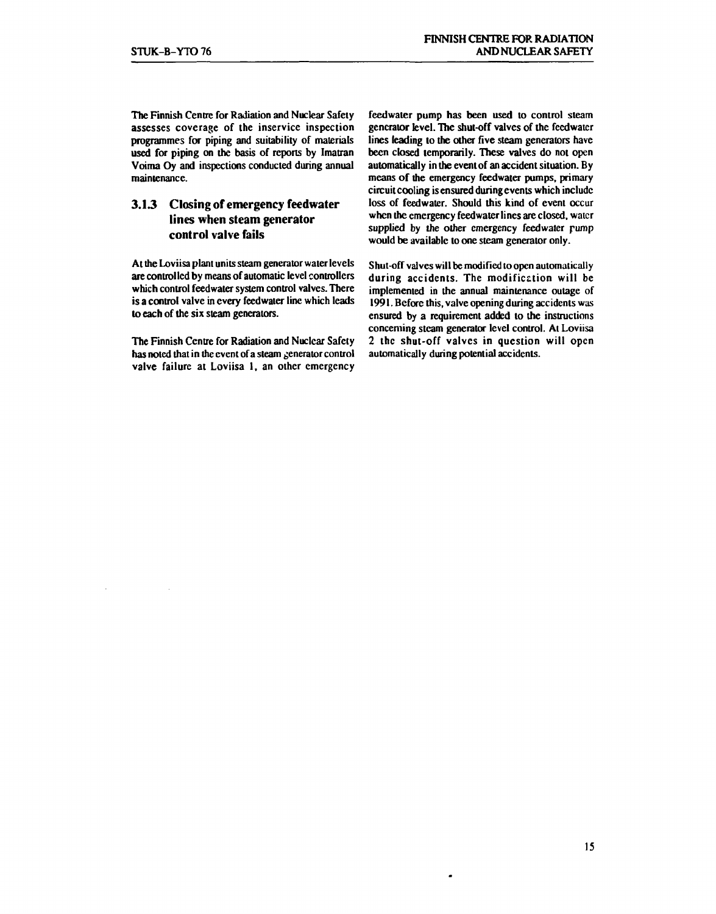The Finnish Centre for Radiation and Nuclear Safety assesses coverage of the inservice inspection programmes for piping and suitability of materials used for piping on the basis of reports by Imatran Voima Oy and inspections conducted during annual maintenance.

### 3.1.3 Closing of emergency feedwater lines when steam generator control valve fails

At the Loviisa plant units steam generator water levels are controlled by means of automatic level controllers which control feedwater system control valves. There is a control valve in every feedwater line which leads to each of the six steam generators.

The Finnish Centre for Radiation and Nuclear Safety has noted that in the event of a steam generator control valve failure at Loviisa 1, an other emergency feedwater pump has been used to control steam generator level. The shut-off valves of the feedwater lines leading to the other five steam generators have been closed temporarily. These valves do not open automatically in the event of an accident situation. By means of the emergency feedwater pumps, primary circuit cooling is ensured during events which include loss of feedwater. Should this kind of event occur when the emergency feedwater lines are closed, water supplied by the other emergency feedwater pump would be available to one steam generator only.

Shut-off valves will be modified to open automatically during accidents. The modification will be implemented in the annual maintenance outage of 1991. Before this, valve opening during accidents was ensured by a requirement added to the instructions concerning steam generator level control. At Loviisa 2 the shut-off valves in question will open automatically during potential accidents.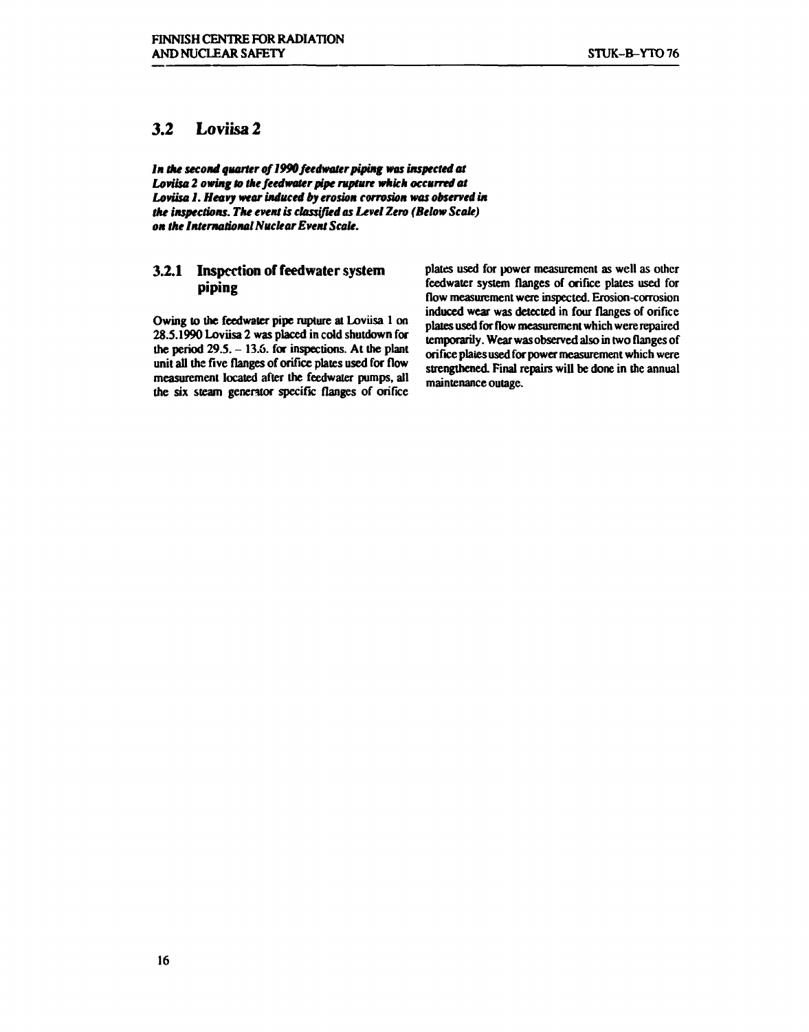## 3.2 Loviisa 2

***In the second quarter of 1990 feedwater piping was inspected at Loviisa 2 owing to the feedwater pipe rupture which occurred at Loviisa 1. Heavy wear induced by erosion corrosion was observed in the inspections. The event is classified as Level Zero (Below Scale) on the International Nuclear Event Scale.***

### 3.2.1 Inspection of feedwater system piping

Owing to the feedwater pipe rupture at Loviisa 1 on 28.5.1990 Loviisa 2 was placed in cold shutdown for the period 29.5. – 13.6. for inspections. At the plant unit all the five flanges of orifice plates used for flow measurement located after the feedwater pumps, all the six steam generator specific flanges of orifice plates used for power measurement as well as other feedwater system flanges of orifice plates used for flow measurement were inspected. Erosion-corrosion induced wear was detected in four flanges of orifice plates used for flow measurement which were repaired temporarily. Wear was observed also in two flanges of orifice plates used for power measurement which were strengthened. Final repairs will be done in the annual maintenance outage.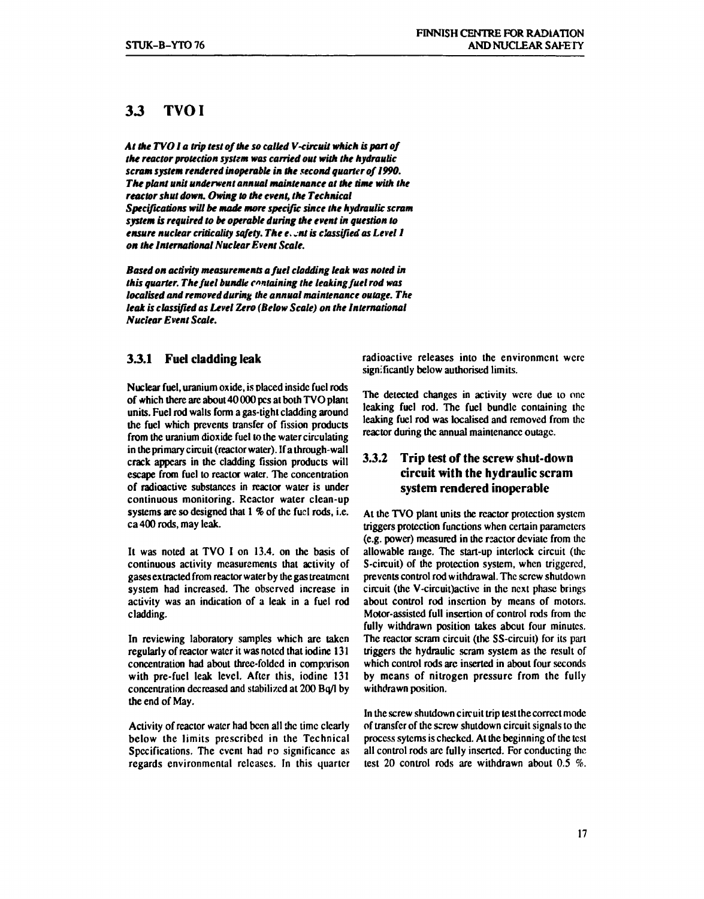## 3.3 TVO I

***At the TVO I a trip test of the so called V-circuit which is part of the reactor protection system was carried out with the hydraulic scram system rendered inoperable in the second quarter of 1990. The plant unit underwent annual maintenance at the time with the reactor shut down. Owing to the event, the Technical Specifications will be made more specific since the hydraulic scram system is required to be operable during the event in question to ensure nuclear criticality safety. The event is classified as Level 1 on the International Nuclear Event Scale.***

***Based on activity measurements a fuel cladding leak was noted in this quarter. The fuel bundle containing the leaking fuel rod was localised and removed during the annual maintenance outage. The leak is classified as Level Zero (Below Scale) on the International Nuclear Event Scale.***

### 3.3.1 Fuel cladding leak

Nuclear fuel, uranium oxide, is placed inside fuel rods of which there are about 40 000 pcs at both TVO plant units. Fuel rod walls form a gas-tight cladding around the fuel which prevents transfer of fission products from the uranium dioxide fuel to the water circulating in the primary circuit (reactor water). If a through-wall crack appears in the cladding fission products will escape from fuel to reactor water. The concentration of radioactive substances in reactor water is under continuous monitoring. Reactor water clean-up systems are so designed that 1 % of the fuel rods, i.e. ca 400 rods, may leak.

It was noted at TVO I on 13.4. on the basis of continuous activity measurements that activity of gases extracted from reactor water by the gas treatment system had increased. The observed increase in activity was an indication of a leak in a fuel rod cladding.

In reviewing laboratory samples which are taken regularly of reactor water it was noted that iodine 131 concentration had about three-folded in comparison with pre-fuel leak level. After this, iodine 131 concentration decreased and stabilized at 200 Bq/l by the end of May.

Activity of reactor water had been all the time clearly below the limits prescribed in the Technical Specifications. The event had no significance as regards environmental releases. In this quarter radioactive releases into the environment were significantly below authorised limits.

The detected changes in activity were due to one leaking fuel rod. The fuel bundle containing the leaking fuel rod was localised and removed from the reactor during the annual maintenance outage.

### 3.3.2 Trip test of the screw shut-down circuit with the hydraulic scram system rendered inoperable

At the TVO plant units the reactor protection system triggers protection functions when certain parameters (e.g. power) measured in the reactor deviate from the allowable range. The start-up interlock circuit (the S-circuit) of the protection system, when triggered, prevents control rod withdrawal. The screw shutdown circuit (the V-circuit)active in the next phase brings about control rod insertion by means of motors. Motor-assisted full insertion of control rods from the fully withdrawn position takes about four minutes. The reactor scram circuit (the SS-circuit) for its part triggers the hydraulic scram system as the result of which control rods are inserted in about four seconds by means of nitrogen pressure from the fully withdrawn position.

In the screw shutdown circuit trip test the correct mode of transfer of the screw shutdown circuit signals to the process sytems is checked. At the beginning of the test all control rods are fully inserted. For conducting the test 20 control rods are withdrawn about 0.5 %.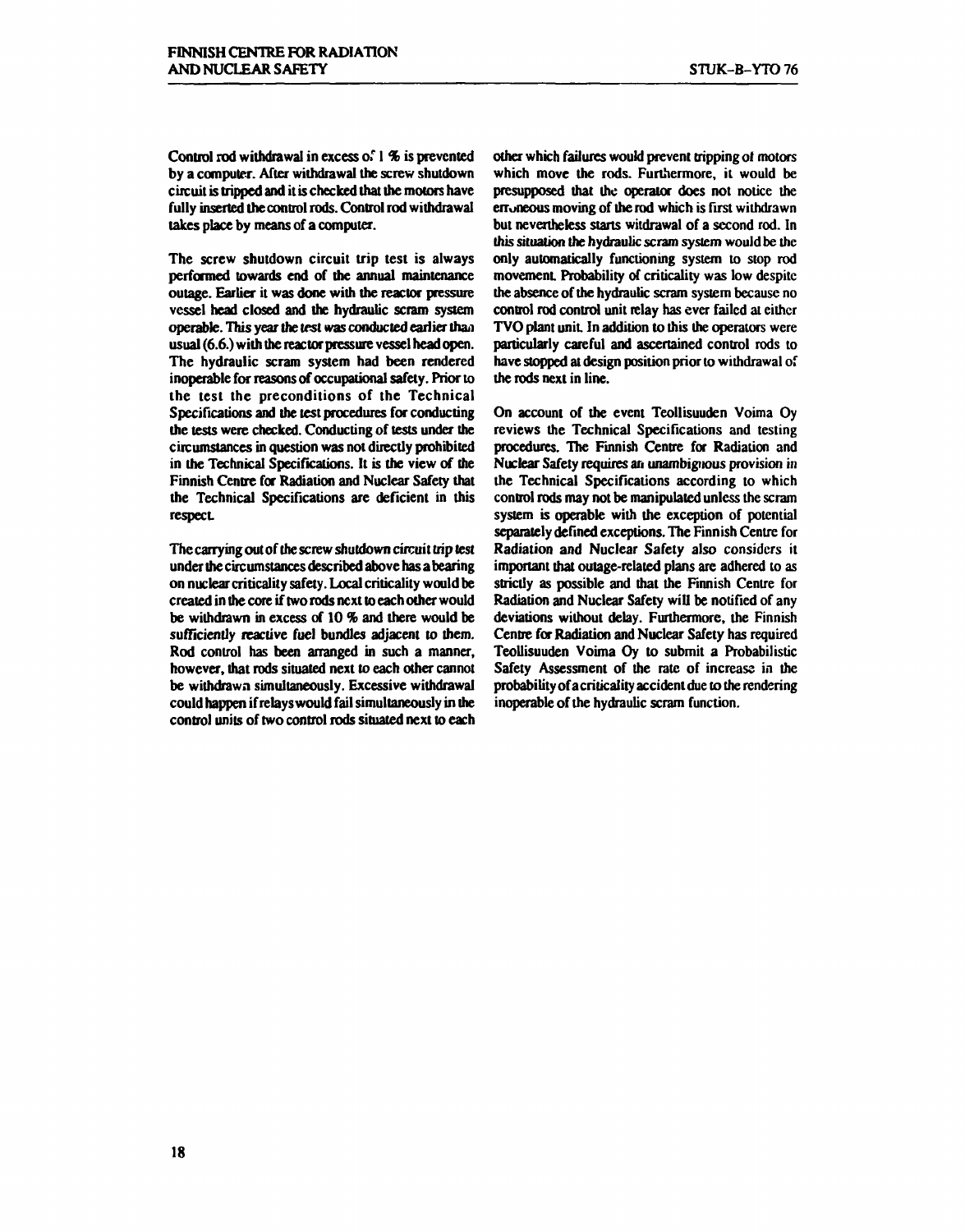Control rod withdrawal in excess of 1 % is prevented by a computer. After withdrawal the screw shutdown circuit is tripped and it is checked that the motors have fully inserted the control rods. Control rod withdrawal takes place by means of a computer.

The screw shutdown circuit trip test is always performed towards end of the annual maintenance outage. Earlier it was done with the reactor pressure vessel head closed and the hydraulic scram system operable. This year the test was conducted earlier than usual (6.6.) with the reactor pressure vessel head open. The hydraulic scram system had been rendered inoperable for reasons of occupational safety. Prior to the test the preconditions of the Technical Specifications and the test procedures for conducting the tests were checked. Conducting of tests under the circumstances in question was not directly prohibited in the Technical Specifications. It is the view of the Finnish Centre for Radiation and Nuclear Safety that the Technical Specifications are deficient in this respect.

The carrying out of the screw shutdown circuit trip test under the circumstances described above has a bearing on nuclear criticality safety. Local criticality would be created in the core if two rods next to each other would be withdrawn in excess of 10 % and there would be sufficiently reactive fuel bundles adjacent to them. Rod control has been arranged in such a manner, however, that rods situated next to each other cannot be withdrawn simultaneously. Excessive withdrawal could happen if relays would fail simultaneously in the control units of two control rods situated next to each other which failures would prevent tripping of motors which move the rods. Furthermore, it would be presupposed that the operator does not notice the erroneous moving of the rod which is first withdrawn but nevertheless starts witdrawal of a second rod. In this situation the hydraulic scram system would be the only automatically functioning system to stop rod movement. Probability of criticality was low despite the absence of the hydraulic scram system because no control rod control unit relay has ever failed at either TVO plant unit. In addition to this the operators were particularly careful and ascertained control rods to have stopped at design position prior to withdrawal of the rods next in line.

On account of the event Teollisuuden Voima Oy reviews the Technical Specifications and testing procedures. The Finnish Centre for Radiation and Nuclear Safety requires an unambiguous provision in the Technical Specifications according to which control rods may not be manipulated unless the scram system is operable with the exception of potential separately defined exceptions. The Finnish Centre for Radiation and Nuclear Safety also considers it important that outage-related plans are adhered to as strictly as possible and that the Finnish Centre for Radiation and Nuclear Safety will be notified of any deviations without delay. Furthermore, the Finnish Centre for Radiation and Nuclear Safety has required Teollisuuden Voima Oy to submit a Probabilistic Safety Assessment of the rate of increase in the probability of a criticality accident due to the rendering inoperable of the hydraulic scram function.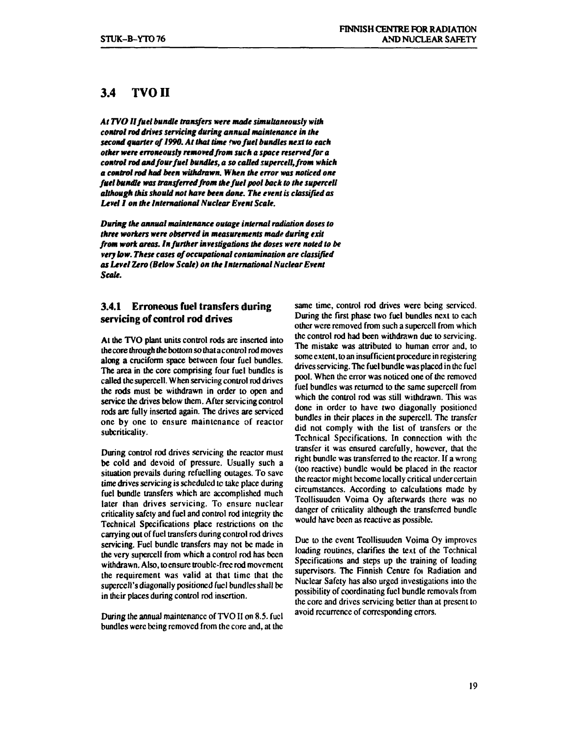## 3.4 TVO II

***At TVO II fuel bundle transfers were made simultaneously with control rod drives servicing during annual maintenance in the second quarter of 1990. At that time two fuel bundles next to each other were erroneously removed from such a space reserved for a control rod and four fuel bundles, a so called supercell, from which a control rod had been withdrawn. When the error was noticed one fuel bundle was transferred from the fuel pool back to the supercell although this should not have been done. The event is classified as Level 1 on the International Nuclear Event Scale.***

***During the annual maintenance outage internal radiation doses to three workers were observed in measurements made during exit from work areas. In further investigations the doses were noted to be very low. These cases of occupational contamination are classified as Level Zero (Below Scale) on the International Nuclear Event Scale.***

### 3.4.1 Erroneous fuel transfers during servicing of control rod drives

At the TVO plant units control rods are inserted into the core through the bottom so that a control rod moves along a cruciform space between four fuel bundles. The area in the core comprising four fuel bundles is called the supercell. When servicing control rod drives the rods must be withdrawn in order to open and service the drives below them. After servicing control rods are fully inserted again. The drives are serviced one by one to ensure maintenance of reactor subcriticality.

During control rod drives servicing the reactor must be cold and devoid of pressure. Usually such a situation prevails during refuelling outages. To save time drives servicing is scheduled to take place during fuel bundle transfers which are accomplished much later than drives servicing. To ensure nuclear criticality safety and fuel and control rod integrity the Technical Specifications place restrictions on the carrying out of fuel transfers during control rod drives servicing. Fuel bundle transfers may not be made in the very supercell from which a control rod has been withdrawn. Also, to ensure trouble-free rod movement the requirement was valid at that time that the supercell's diagonally positioned fuel bundles shall be in their places during control rod insertion.

During the annual maintenance of TVO II on 8.5. fuel bundles were being removed from the core and, at the same time, control rod drives were being serviced. During the first phase two fuel bundles next to each other were removed from such a supercell from which the control rod had been withdrawn due to servicing. The mistake was attributed to human error and, to some extent, to an insufficient procedure in registering drives servicing. The fuel bundle was placed in the fuel pool. When the error was noticed one of the removed fuel bundles was returned to the same supercell from which the control rod was still withdrawn. This was done in order to have two diagonally positioned bundles in their places in the supercell. The transfer did not comply with the list of transfers or the Technical Specifications. In connection with the transfer it was ensured carefully, however, that the right bundle was transferred to the reactor. If a wrong (too reactive) bundle would be placed in the reactor the reactor might become locally critical under certain circumstances. According to calculations made by Teollisuuden Voima Oy afterwards there was no danger of criticality although the transferred bundle would have been as reactive as possible.

Due to the event Teollisuuden Voima Oy improves loading routines, clarifies the text of the Technical Specifications and steps up the training of loading supervisors. The Finnish Centre for Radiation and Nuclear Safety has also urged investigations into the possibility of coordinating fuel bundle removals from the core and drives servicing better than at present to avoid recurrence of corresponding errors.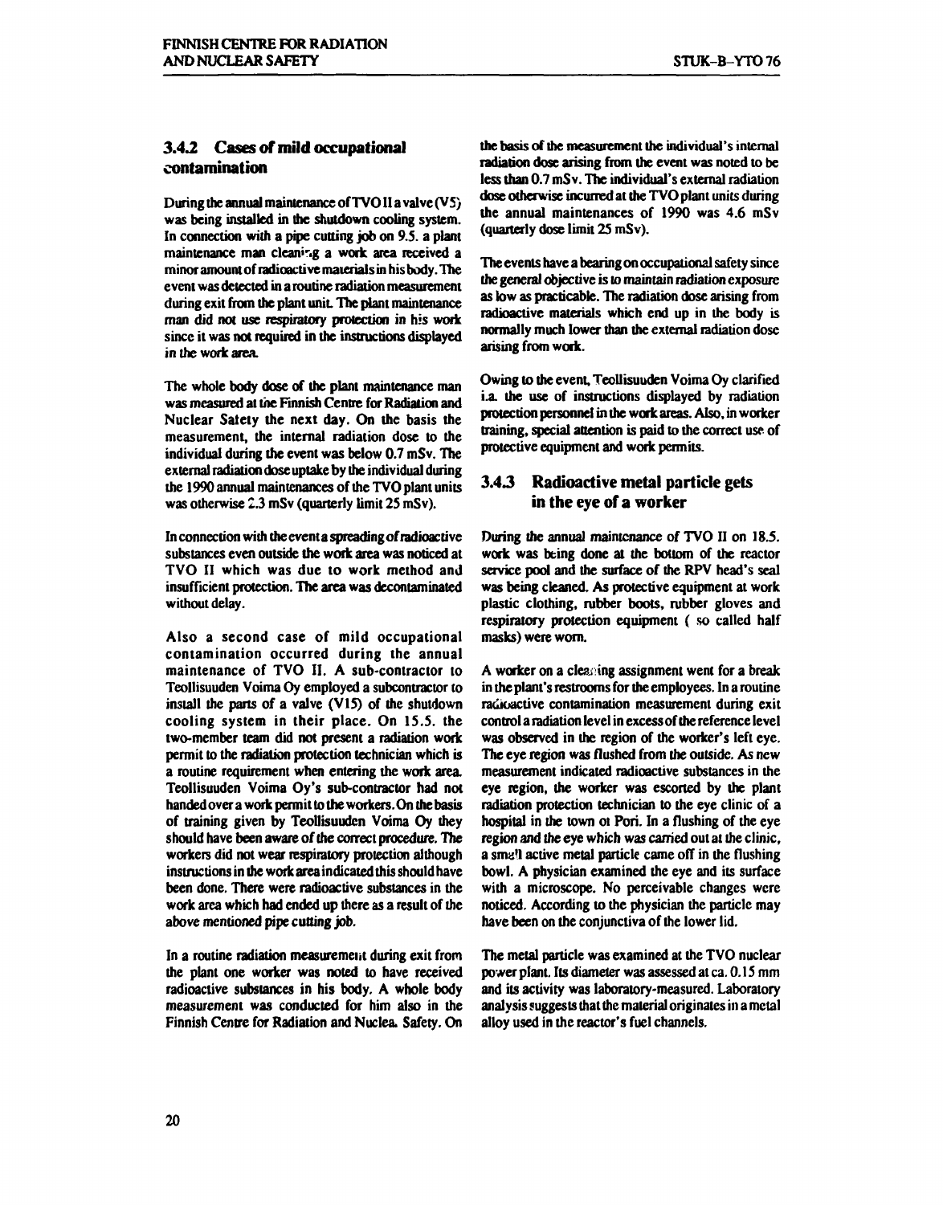### 3.4.2 Cases of mild occupational contamination

During the annual maintenance of TVO II a valve (V5) was being installed in the shutdown cooling system. In connection with a pipe cutting job on 9.5. a plant maintenance man cleaning a work area received a minor amount of radioactive materials in his body. The event was detected in a routine radiation measurement during exit from the plant unit. The plant maintenance man did not use respiratory protection in his work since it was not required in the instructions displayed in the work area.

The whole body dose of the plant maintenance man was measured at the Finnish Centre for Radiation and Nuclear Safety the next day. On the basis the measurement, the internal radiation dose to the individual during the event was below 0.7 mSv. The external radiation dose uptake by the individual during the 1990 annual maintenances of the TVO plant units was otherwise 2.3 mSv (quarterly limit 25 mSv).

In connection with the event a spreading of radioactive substances even outside the work area was noticed at TVO II which was due to work method and insufficient protection. The area was decontaminated without delay.

Also a second case of mild occupational contamination occurred during the annual maintenance of TVO II. A sub-contractor to Teollisuuden Voima Oy employed a subcontractor to install the parts of a valve (V15) of the shutdown cooling system in their place. On 15.5. the two-member team did not present a radiation work permit to the radiation protection technician which is a routine requirement when entering the work area. Teollisuuden Voima Oy's sub-contractor had not handed over a work permit to the workers. On the basis of training given by Teollisuuden Voima Oy they should have been aware of the correct procedure. The workers did not wear respiratory protection although instructions in the work area indicated this should have been done. There were radioactive substances in the work area which had ended up there as a result of the above mentioned pipe cutting job.

In a routine radiation measurement during exit from the plant one worker was noted to have received radioactive substances in his body. A whole body measurement was conducted for him also in the Finnish Centre for Radiation and Nuclear Safety. On the basis of the measurement the individual's internal radiation dose arising from the event was noted to be less than 0.7 mSv. The individual's external radiation dose otherwise incurred at the TVO plant units during the annual maintenances of 1990 was 4.6 mSv (quarterly dose limit 25 mSv).

The events have a bearing on occupational safety since the general objective is to maintain radiation exposure as low as practicable. The radiation dose arising from radioactive materials which end up in the body is normally much lower than the external radiation dose arising from work.

Owing to the event, Teollisuuden Voima Oy clarified i.a. the use of instructions displayed by radiation protection personnel in the work areas. Also, in worker training, special attention is paid to the correct use of protective equipment and work permits.

### 3.4.3 Radioactive metal particle gets in the eye of a worker

During the annual maintenance of TVO II on 18.5. work was being done at the bottom of the reactor service pool and the surface of the RPV head's seal was being cleaned. As protective equipment at work plastic clothing, rubber boots, rubber gloves and respiratory protection equipment ( so called half masks) were worn.

A worker on a cleaning assignment went for a break in the plant's restrooms for the employees. In a routine radioactive contamination measurement during exit control a radiation level in excess of the reference level was observed in the region of the worker's left eye. The eye region was flushed from the outside. As new measurement indicated radioactive substances in the eye region, the worker was escorted by the plant radiation protection technician to the eye clinic of a hospital in the town of Pori. In a flushing of the eye region and the eye which was carried out at the clinic, a small active metal particle came off in the flushing bowl. A physician examined the eye and its surface with a microscope. No perceivable changes were noticed. According to the physician the particle may have been on the conjunctiva of the lower lid.

The metal particle was examined at the TVO nuclear power plant. Its diameter was assessed at ca. 0.15 mm and its activity was laboratory-measured. Laboratory analysis suggests that the material originates in a metal alloy used in the reactor's fuel channels.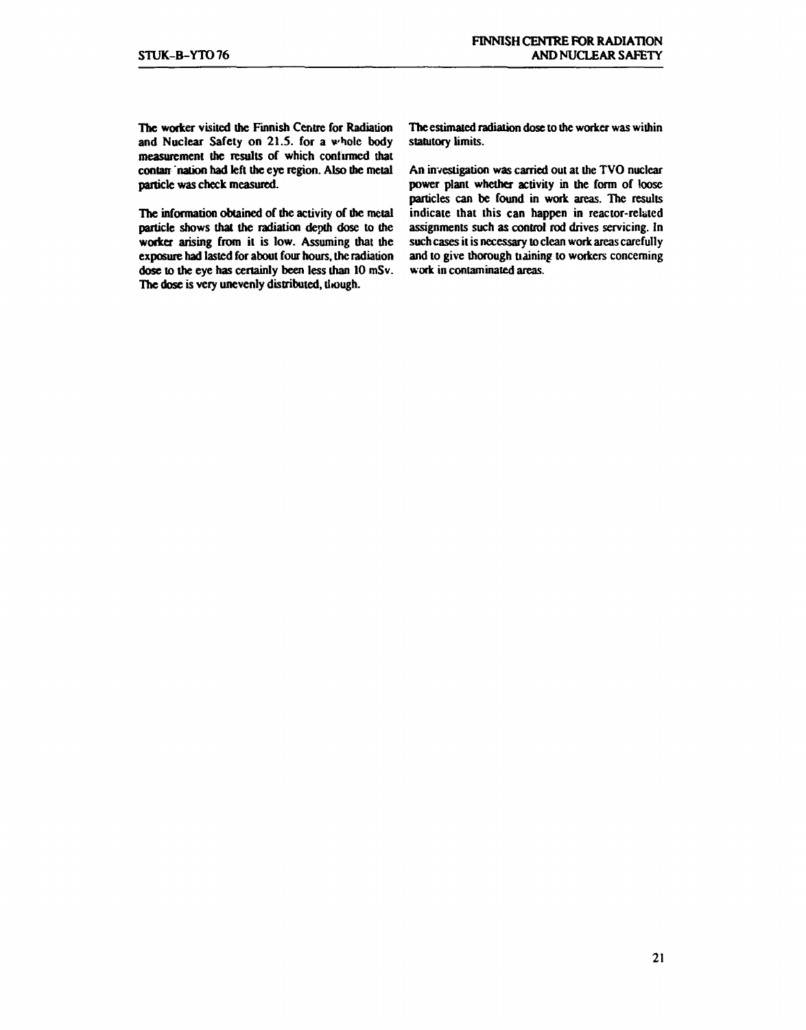The worker visited the Finnish Centre for Radiation and Nuclear Safety on 21.5. for a whole body measurement the results of which confirmed that contamination had left the eye region. Also the metal particle was check measured.

The information obtained of the activity of the metal particle shows that the radiation depth dose to the worker arising from it is low. Assuming that the exposure had lasted for about four hours, the radiation dose to the eye has certainly been less than 10 mSv. The dose is very unevenly distributed, though.

The estimated radiation dose to the worker was within statutory limits.

An investigation was carried out at the TVO nuclear power plant whether activity in the form of loose particles can be found in work areas. The results indicate that this can happen in reactor-related assignments such as control rod drives servicing. In such cases it is necessary to clean work areas carefully and to give thorough training to workers concerning work in contaminated areas.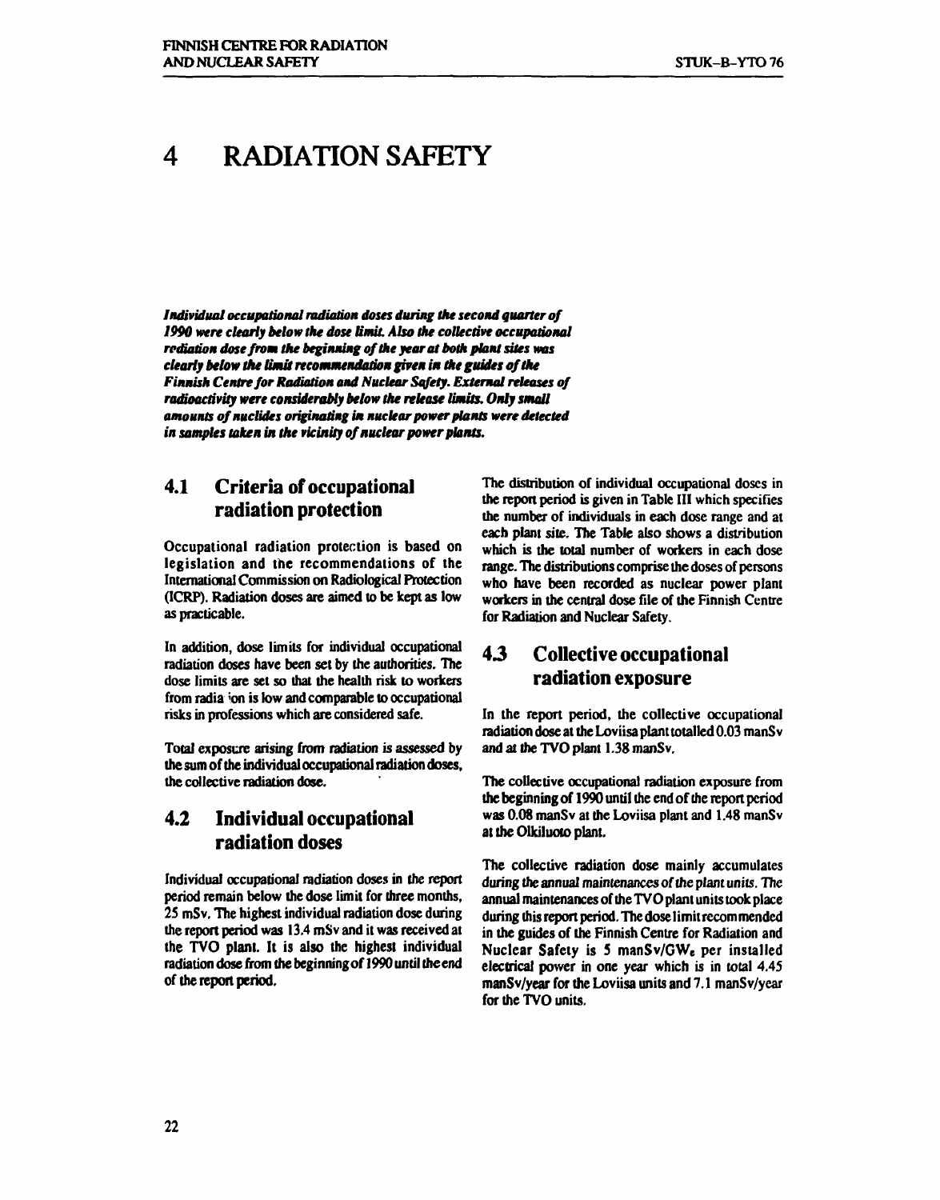# 4 RADIATION SAFETY

***Individual occupational radiation doses during the second quarter of 1990 were clearly below the dose limit. Also the collective occupational rediation dose from the beginning of the year at both plant sites was clearly below the limit recommendation given in the guides of the Finnish Centre for Radiation and Nuclear Safety. External releases of radioactivity were considerably below the release limits. Only small amounts of nuclides originating in nuclear power plants were detected in samples taken in the vicinity of nuclear power plants.***

## 4.1 Criteria of occupational radiation protection

Occupational radiation protection is based on legislation and the recommendations of the International Commission on Radiological Protection (ICRP). Radiation doses are aimed to be kept as low as practicable.

In addition, dose limits for individual occupational radiation doses have been set by the authorities. The dose limits are set so that the health risk to workers from radiation is low and comparable to occupational risks in professions which are considered safe.

Total exposure arising from radiation is assessed by the sum of the individual occupational radiation doses, the collective radiation dose.

## 4.2 Individual occupational radiation doses

Individual occupational radiation doses in the report period remain below the dose limit for three months, 25 mSv. The highest individual radiation dose during the report period was 13.4 mSv and it was received at the TVO plant. It is also the highest individual radiation dose from the beginning of 1990 until the end of the report period.

The distribution of individual occupational doses in the report period is given in Table III which specifies the number of individuals in each dose range and at each plant site. The Table also shows a distribution which is the total number of workers in each dose range. The distributions comprise the doses of persons who have been recorded as nuclear power plant workers in the central dose file of the Finnish Centre for Radiation and Nuclear Safety.

## 4.3 Collective occupational radiation exposure

In the report period, the collective occupational radiation dose at the Loviisa plant totalled 0.03 manSv and at the TVO plant 1.38 manSv.

The collective occupational radiation exposure from the beginning of 1990 until the end of the report period was 0.08 manSv at the Loviisa plant and 1.48 manSv at the Olkiluoto plant.

The collective radiation dose mainly accumulates during the annual maintenances of the plant units. The annual maintenances of the TVO plant units took place during this report period. The dose limit recommended in the guides of the Finnish Centre for Radiation and Nuclear Safety is 5 manSv/$GW_e$ per installed electrical power in one year which is in total 4.45 manSv/year for the Loviisa units and 7.1 manSv/year for the TVO units.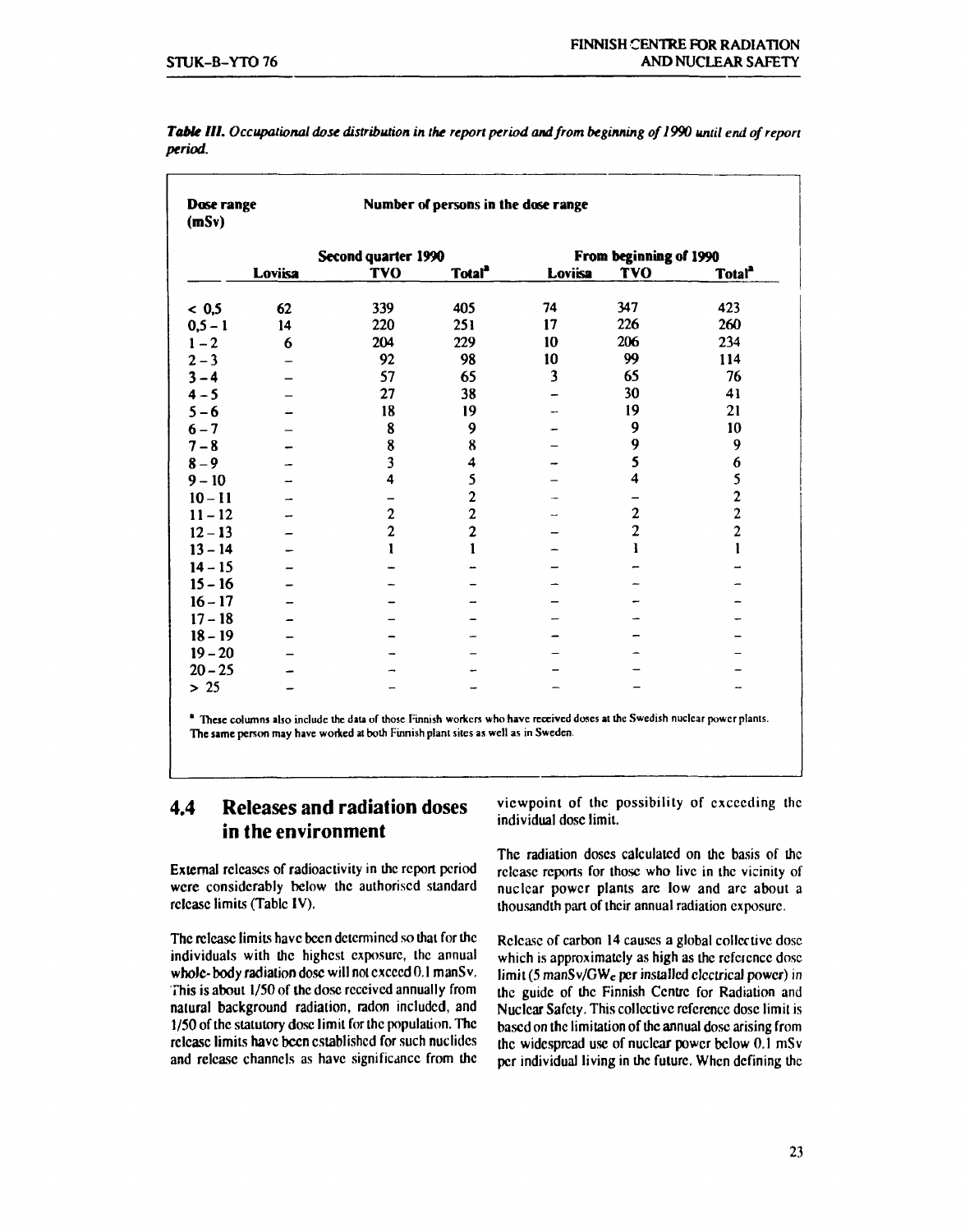*Table III. Occupational dose distribution in the report period and from beginning of 1990 until end of report period.*

| Dose range (mSv) | Number of persons in the dose range | | | | | |
|---|---|---|---|---|---|---|
| | Second quarter 1990 | | | From beginning of 1990 | | |
| | Loviisa | TVO | Total[a] | Loviisa | TVO | Total[a] |
| < 0,5 | 62 | 339 | 405 | 74 | 347 | 423 |
| 0,5 – 1 | 14 | 220 | 251 | 17 | 226 | 260 |
| 1 – 2 | 6 | 204 | 229 | 10 | 206 | 234 |
| 2 – 3 | – | 92 | 98 | 10 | 99 | 114 |
| 3 – 4 | – | 57 | 65 | 3 | 65 | 76 |
| 4 – 5 | – | 27 | 38 | – | 30 | 41 |
| 5 – 6 | – | 18 | 19 | – | 19 | 21 |
| 6 – 7 | – | 8 | 9 | – | 9 | 10 |
| 7 – 8 | – | 8 | 8 | – | 9 | 9 |
| 8 – 9 | – | 3 | 4 | – | 5 | 6 |
| 9 – 10 | – | 4 | 5 | – | 4 | 5 |
| 10 – 11 | – | – | 2 | – | – | 2 |
| 11 – 12 | – | 2 | 2 | – | 2 | 2 |
| 12 – 13 | – | 2 | 2 | – | 2 | 2 |
| 13 – 14 | – | 1 | 1 | – | 1 | 1 |
| 14 – 15 | – | – | – | – | – | – |
| 15 – 16 | – | – | – | – | – | – |
| 16 – 17 | – | – | – | – | – | – |
| 17 – 18 | – | – | – | – | – | – |
| 18 – 19 | – | – | – | – | – | – |
| 19 – 20 | – | – | – | – | – | – |
| 20 – 25 | – | – | – | – | – | – |
| > 25 | – | – | – | – | – | – |

[a] These columns also include the data of those Finnish workers who have received doses at the Swedish nuclear power plants. The same person may have worked at both Finnish plant sites as well as in Sweden.

## 4.4 Releases and radiation doses in the environment

External releases of radioactivity in the report period were considerably below the authorised standard release limits (Table IV).

The release limits have been determined so that for the individuals with the highest exposure, the annual whole-body radiation dose will not exceed 0.1 manSv. This is about 1/50 of the dose received annually from natural background radiation, radon included, and 1/50 of the statutory dose limit for the population. The release limits have been established for such nuclides and release channels as have significance from the viewpoint of the possibility of exceeding the individual dose limit.

The radiation doses calculated on the basis of the release reports for those who live in the vicinity of nuclear power plants are low and are about a thousandth part of their annual radiation exposure.

Release of carbon 14 causes a global collective dose which is approximately as high as the reference dose limit (5 manSv/$GW_e$ per installed electrical power) in the guide of the Finnish Centre for Radiation and Nuclear Safety. This collective reference dose limit is based on the limitation of the annual dose arising from the widespread use of nuclear power below 0.1 mSv per individual living in the future. When defining the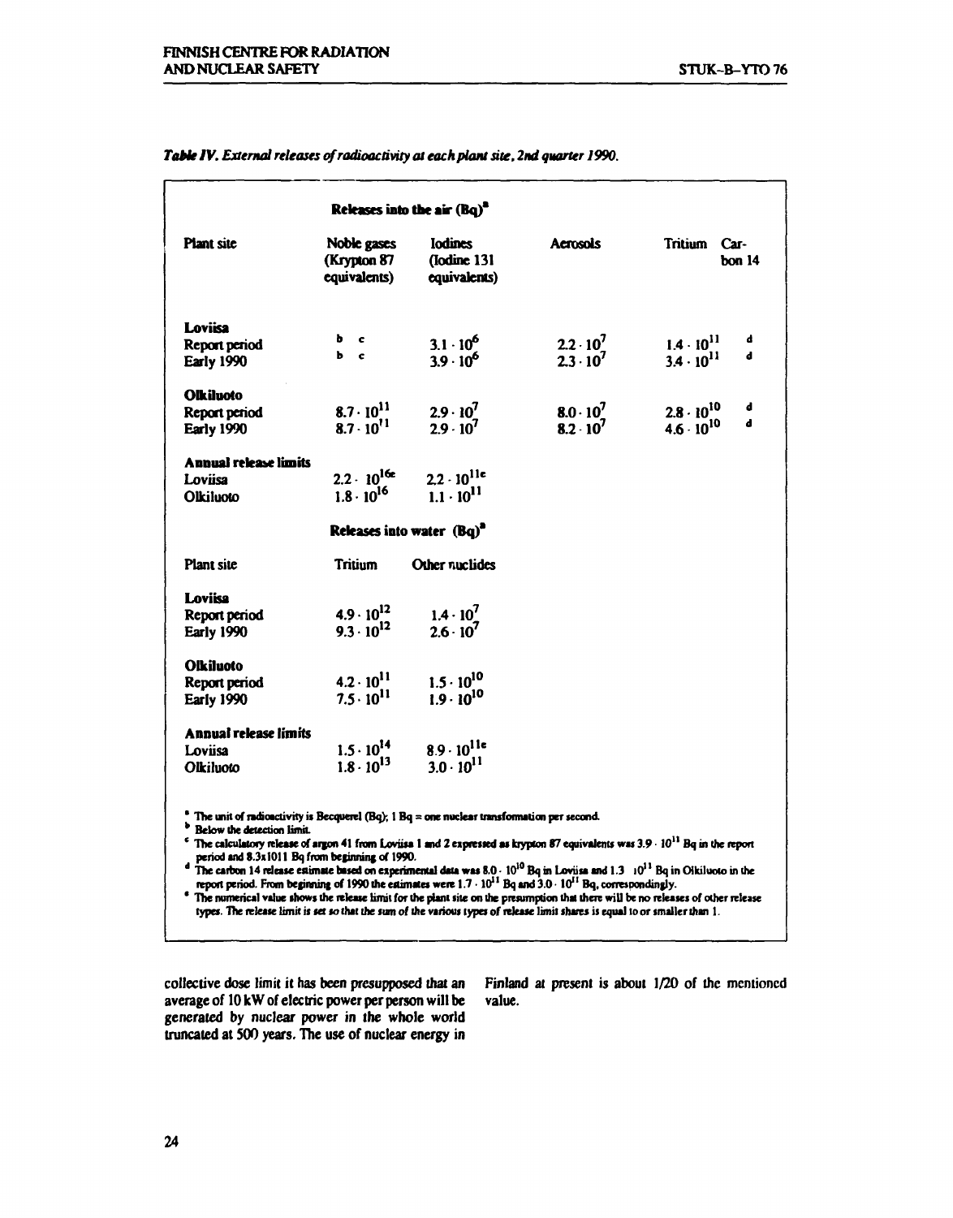*Table IV. External releases of radioactivity at each plant site, 2nd quarter 1990.*

| | Releases into the air (Bq)[a] | | | | |
|---|---|---|---|---|---|
| Plant site | Noble gases (Krypton 87 equivalents) | Iodines (Iodine 131 equivalents) | Aerosols | Tritium | Carbon 14 |
| **Loviisa** | | | | | |
| Report period | b c | $3.1 \cdot 10^{6}$ | $2.2 \cdot 10^{7}$ | $1.4 \cdot 10^{11}$ | d |
| Early 1990 | b c | $3.9 \cdot 10^{6}$ | $2.3 \cdot 10^{7}$ | $3.4 \cdot 10^{11}$ | d |
| **Olkiluoto** | | | | | |
| Report period | $8.7 \cdot 10^{11}$ | $2.9 \cdot 10^{7}$ | $8.0 \cdot 10^{7}$ | $2.8 \cdot 10^{10}$ | d |
| Early 1990 | $8.7 \cdot 10^{11}$ | $2.9 \cdot 10^{7}$ | $8.2 \cdot 10^{7}$ | $4.6 \cdot 10^{10}$ | d |
| **Annual release limits** | | | | | |
| Loviisa | $2.2 \cdot 10^{16}$ e | $2.2 \cdot 10^{11}$ e | | | |
| Olkiluoto | $1.8 \cdot 10^{16}$ | $1.1 \cdot 10^{11}$ | | | |

| | Releases into water (Bq)[a] | |
|---|---|---|
| Plant site | Tritium | Other nuclides |
| **Loviisa** | | |
| Report period | $4.9 \cdot 10^{12}$ | $1.4 \cdot 10^{7}$ |
| Early 1990 | $9.3 \cdot 10^{12}$ | $2.6 \cdot 10^{7}$ |
| **Olkiluoto** | | |
| Report period | $4.2 \cdot 10^{11}$ | $1.5 \cdot 10^{10}$ |
| Early 1990 | $7.5 \cdot 10^{11}$ | $1.9 \cdot 10^{10}$ |
| **Annual release limits** | | |
| Loviisa | $1.5 \cdot 10^{14}$ | $8.9 \cdot 10^{11}$ e |
| Olkiluoto | $1.8 \cdot 10^{13}$ | $3.0 \cdot 10^{11}$ |

[a] The unit of radioactivity is Becquerel (Bq); 1 Bq = one nuclear transformation per second.

[b] Below the detection limit.

[c] The calculatory release of argon 41 from Loviisa 1 and 2 expressed as krypton 87 equivalents was $3.9 \cdot 10^{11}$ Bq in the report period and 8.3x1011 Bq from beginning of 1990.

[d] The carbon 14 release estimate based on experimental data was $8.0 \cdot 10^{10}$ Bq in Loviisa and $1.3 \cdot 10^{11}$ Bq in Olkiluoto in the report period. From beginning of 1990 the estimates were $1.7 \cdot 10^{11}$ Bq and $3.0 \cdot 10^{11}$ Bq, correspondingly.

[e] The numerical value shows the release limit for the plant site on the presumption that there will be no releases of other release types. The release limit is set so that the sum of the various types of release limit shares is equal to or smaller than 1.

collective dose limit it has been presupposed that an average of 10 kW of electric power per person will be generated by nuclear power in the whole world truncated at 500 years. The use of nuclear energy in Finland at present is about 1/20 of the mentioned value.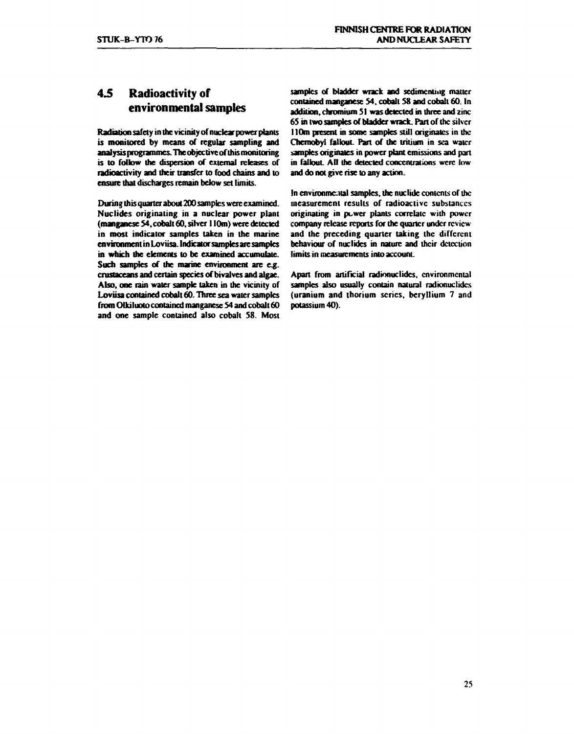## 4.5 Radioactivity of environmental samples

Radiation safety in the vicinity of nuclear power plants is monitored by means of regular sampling and analysis programmes. The objective of this monitoring is to follow the dispersion of external releases of radioactivity and their transfer to food chains and to ensure that discharges remain below set limits.

During this quarter about 200 samples were examined. Nuclides originating in a nuclear power plant (manganese 54, cobalt 60, silver 110m) were detected in most indicator samples taken in the marine environment in Loviisa. Indicator samples are samples in which the elements to be examined accumulate. Such samples of the marine environment are e.g. crustaceans and certain species of bivalves and algae. Also, one rain water sample taken in the vicinity of Loviisa contained cobalt 60. Three sea water samples from Olkiluoto contained manganese 54 and cobalt 60 and one sample contained also cobalt 58. Most samples of bladder wrack and sedimenting matter contained manganese 54, cobalt 58 and cobalt 60. In addition, chromium 51 was detected in three and zinc 65 in two samples of bladder wrack. Part of the silver 110m present in some samples still originates in the Chernobyl fallout. Part of the tritium in sea water samples originates in power plant emissions and part in fallout. All the detected concentrations were low and do not give rise to any action.

In environmental samples, the nuclide contents of the measurement results of radioactive substances originating in power plants correlate with power company release reports for the quarter under review and the preceding quarter taking the different behaviour of nuclides in nature and their detection limits in measurements into account.

Apart from artificial radionuclides, environmental samples also usually contain natural radionuclides (uranium and thorium series, beryllium 7 and potassium 40).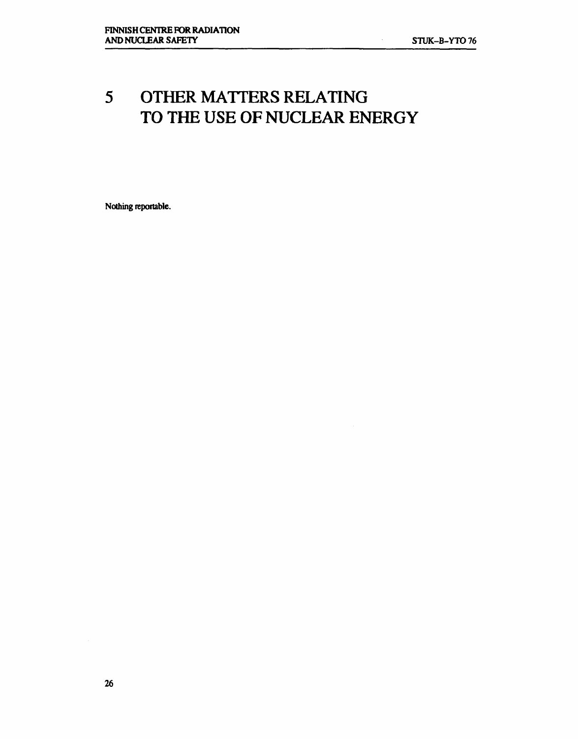# 5 OTHER MATTERS RELATING TO THE USE OF NUCLEAR ENERGY

Nothing reportable.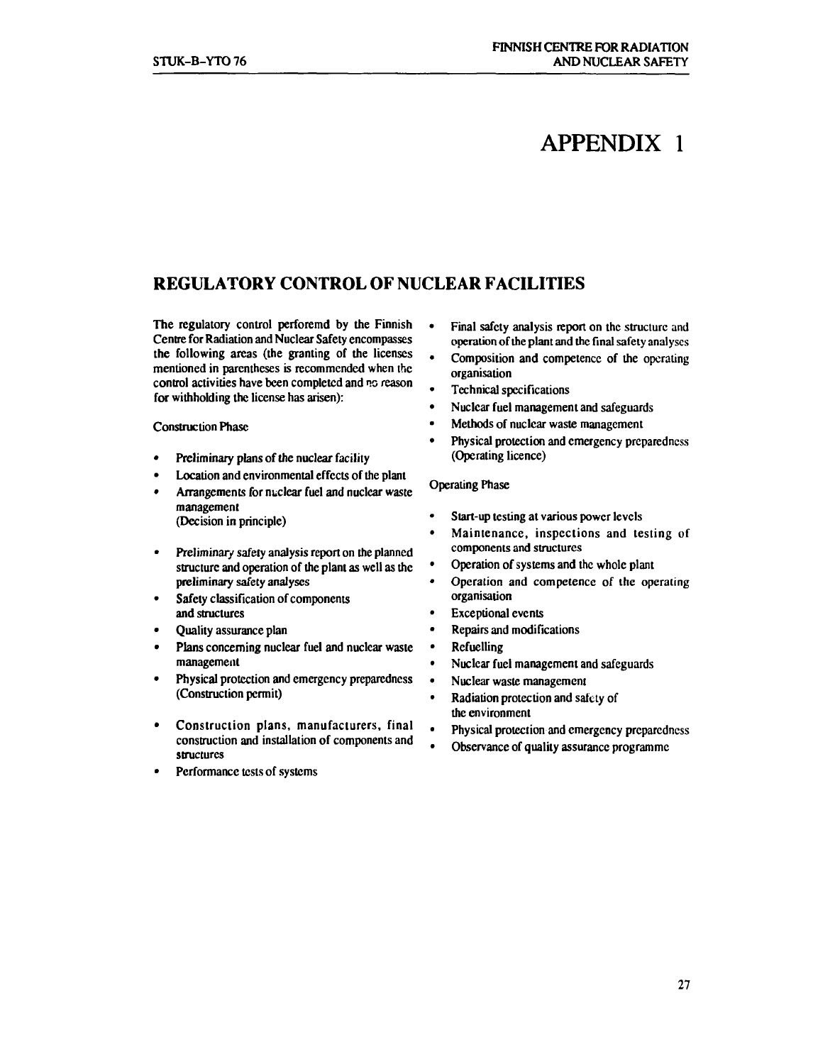# APPENDIX 1

## REGULATORY CONTROL OF NUCLEAR FACILITIES

The regulatory control perforemd by the Finnish Centre for Radiation and Nuclear Safety encompasses the following areas (the granting of the licenses mentioned in parentheses is recommended when the control activities have been completed and no reason for withholding the license has arisen):

Construction Phase

- Preliminary plans of the nuclear facility
- Location and environmental effects of the plant
- Arrangements for nuclear fuel and nuclear waste management
  (Decision in principle)

- Preliminary safety analysis report on the planned structure and operation of the plant as well as the preliminary safety analyses
- Safety classification of components and structures
- Quality assurance plan
- Plans concerning nuclear fuel and nuclear waste management
- Physical protection and emergency preparedness
  (Construction permit)

- Construction plans, manufacturers, final construction and installation of components and structures
- Performance tests of systems
- Final safety analysis report on the structure and operation of the plant and the final safety analyses
- Composition and competence of the operating organisation
- Technical specifications
- Nuclear fuel management and safeguards
- Methods of nuclear waste management
- Physical protection and emergency preparedness
  (Operating licence)

Operating Phase

- Start-up testing at various power levels
- Maintenance, inspections and testing of components and structures
- Operation of systems and the whole plant
- Operation and competence of the operating organisation
- Exceptional events
- Repairs and modifications
- Refuelling
- Nuclear fuel management and safeguards
- Nuclear waste management
- Radiation protection and safety of the environment
- Physical protection and emergency preparedness
- Observance of quality assurance programme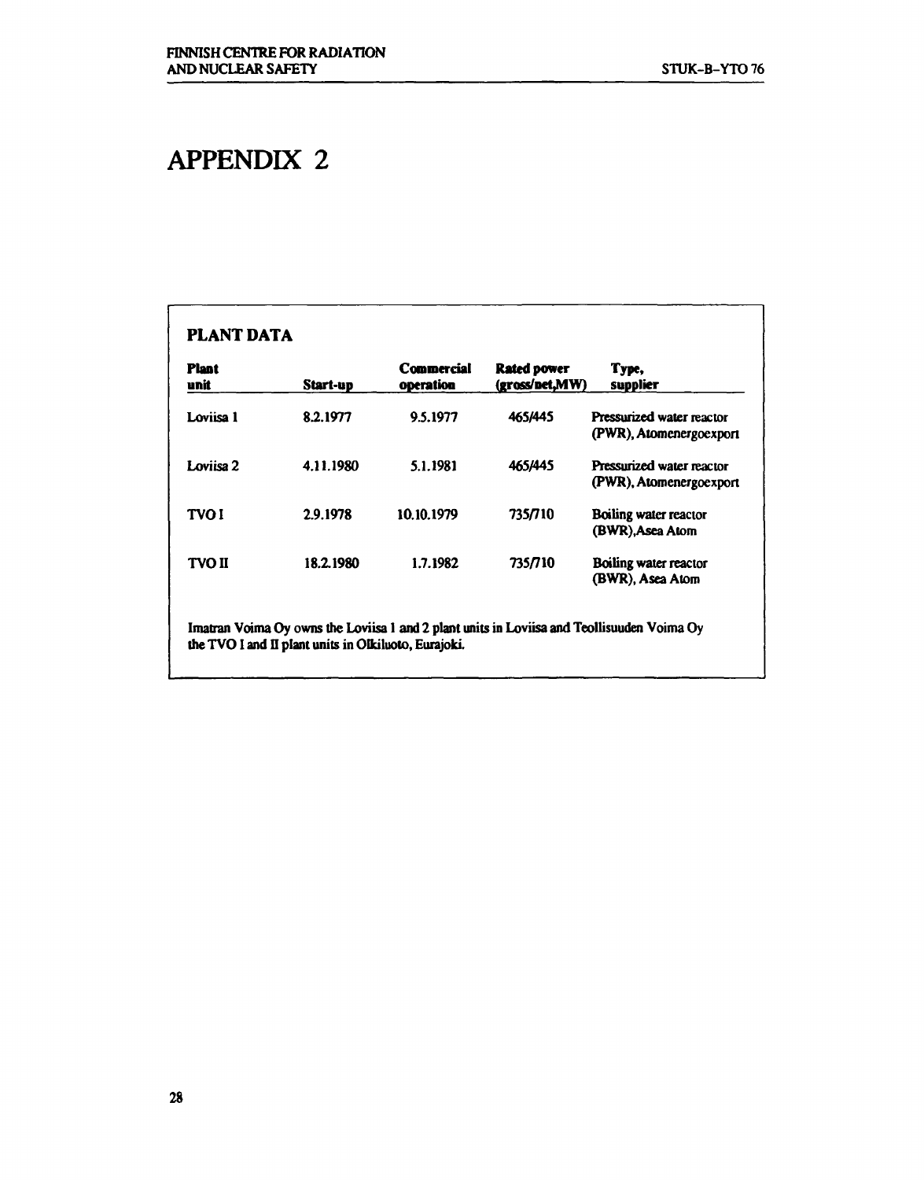# APPENDIX 2

## PLANT DATA

| Plant unit | Start-up | Commercial operation | Rated power (gross/net,MW) | Type, supplier |
|---|---|---|---|---|
| Loviisa 1 | 8.2.1977 | 9.5.1977 | 465/445 | Pressurized water reactor (PWR), Atomenergoexport |
| Loviisa 2 | 4.11.1980 | 5.1.1981 | 465/445 | Pressurized water reactor (PWR), Atomenergoexport |
| TVO I | 2.9.1978 | 10.10.1979 | 735/710 | Boiling water reactor (BWR),Asea Atom |
| TVO II | 18.2.1980 | 1.7.1982 | 735/710 | Boiling water reactor (BWR), Asea Atom |

Imatran Voima Oy owns the Loviisa 1 and 2 plant units in Loviisa and Teollisuuden Voima Oy the TVO I and II plant units in Olkiluoto, Eurajoki.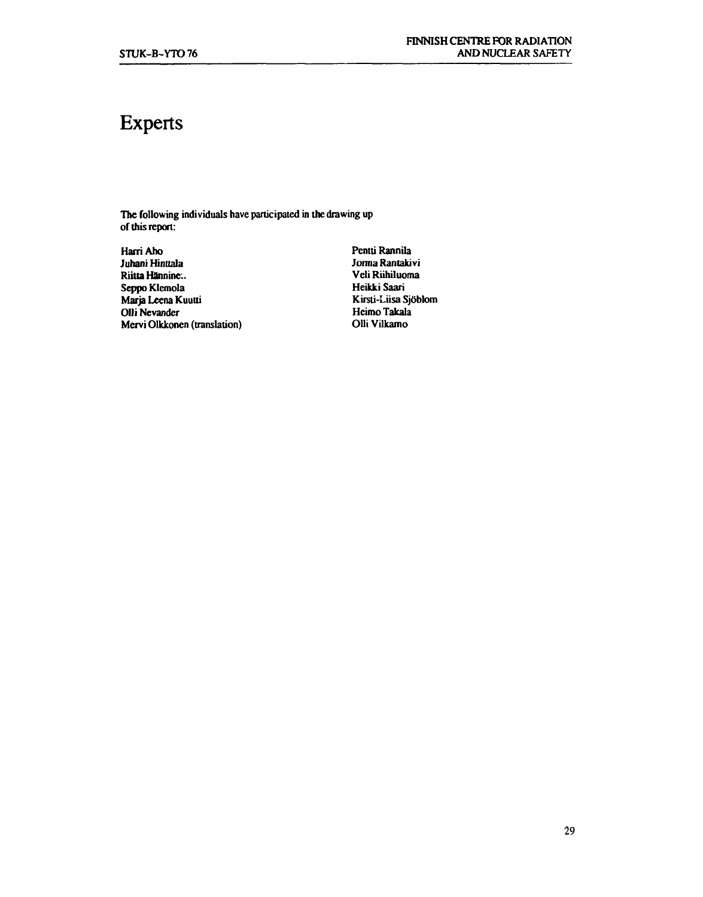# Experts

The following individuals have participated in the drawing up of this report:

Harri Aho
Juhani Hinttala
Riitta Hänninen
Seppo Klemola
Marja Leena Kuutti
Olli Nevander
Mervi Olkkonen (translation)
Pentti Rannila
Jorma Rantakivi
Veli Riihiluoma
Heikki Saari
Kirsti-Liisa Sjöblom
Heimo Takala
Olli Vilkamo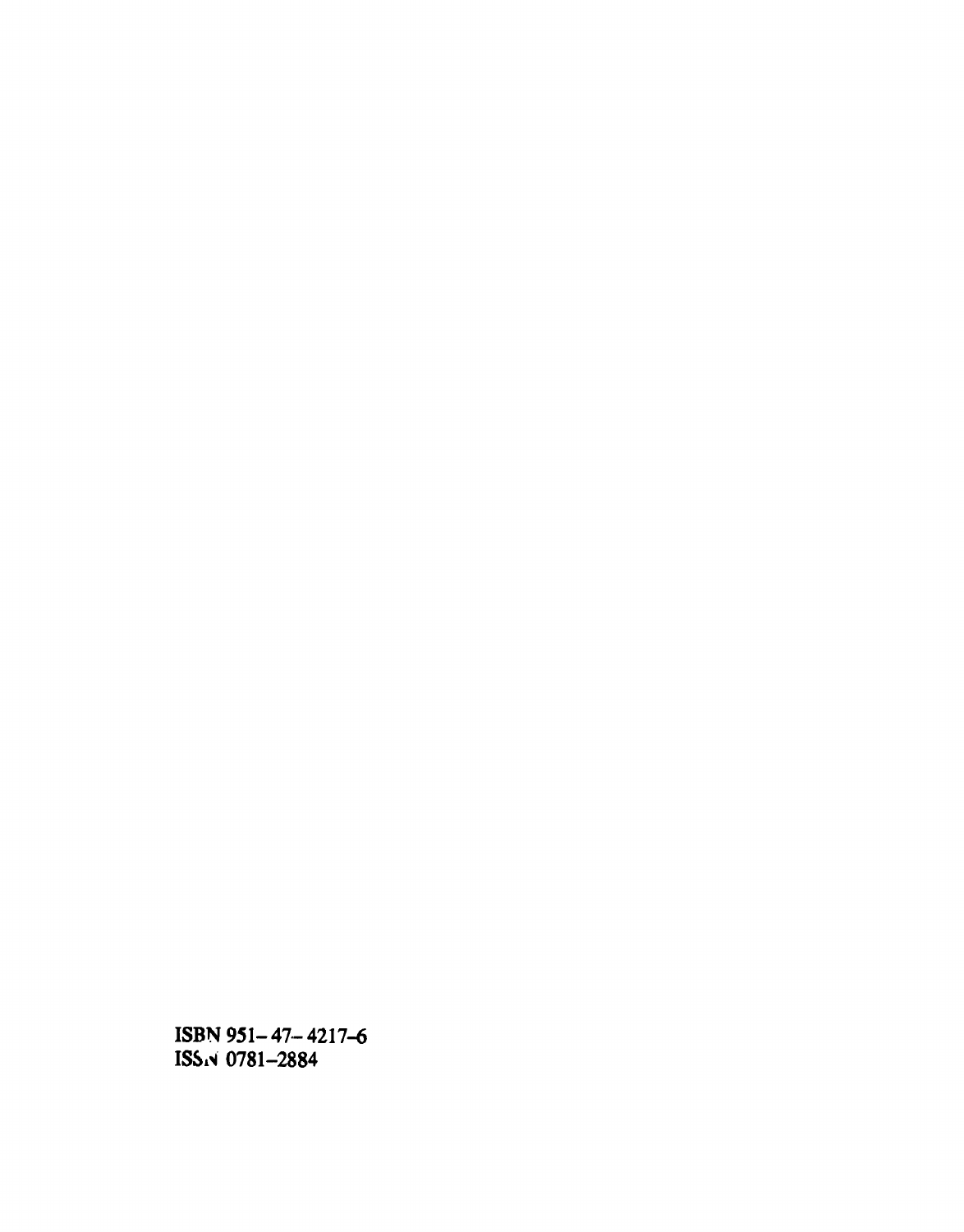ISBN 951-47-4217-6
ISSN 0781-2884